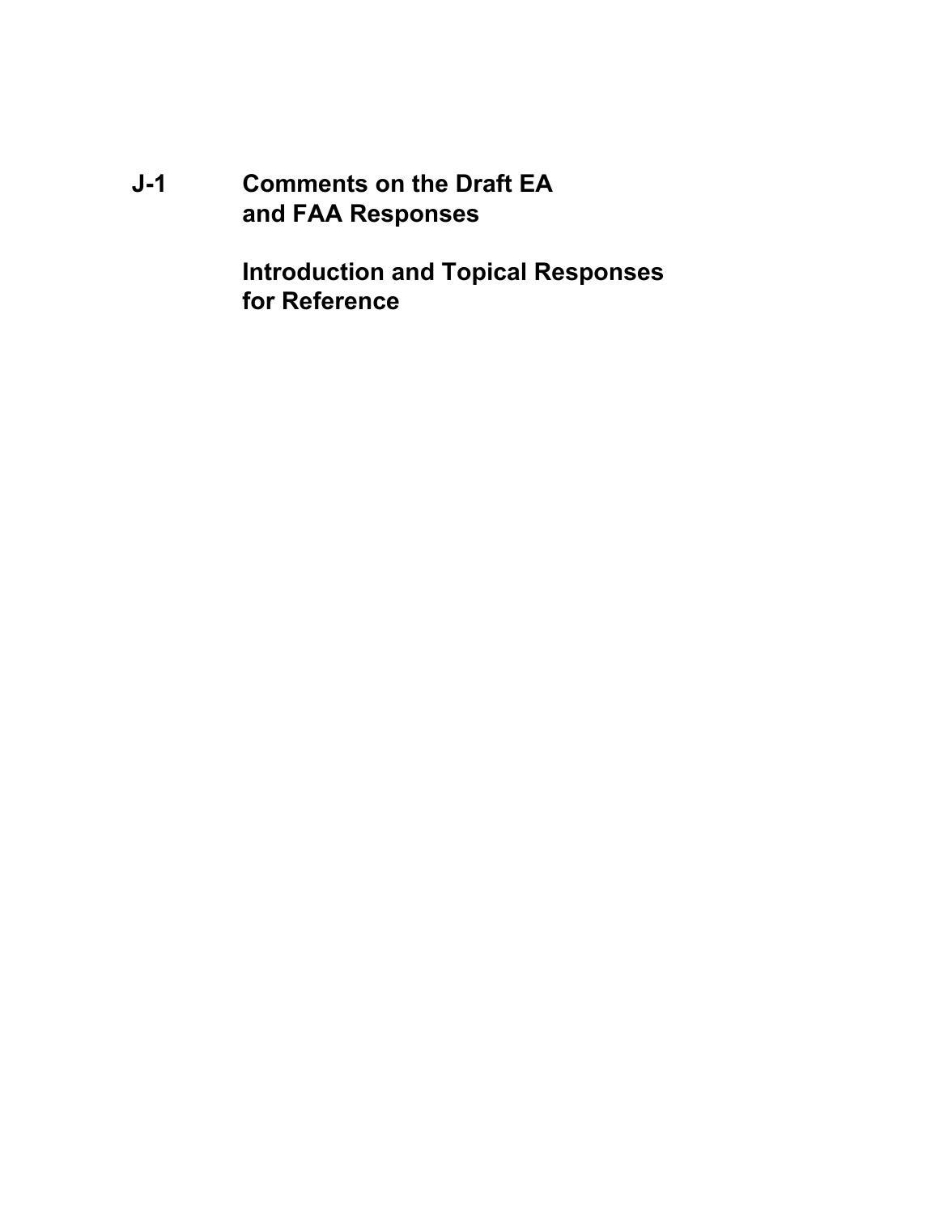# J-1 Comments on the Draft EA and FAA Responses

## Introduction and Topical Responses for Reference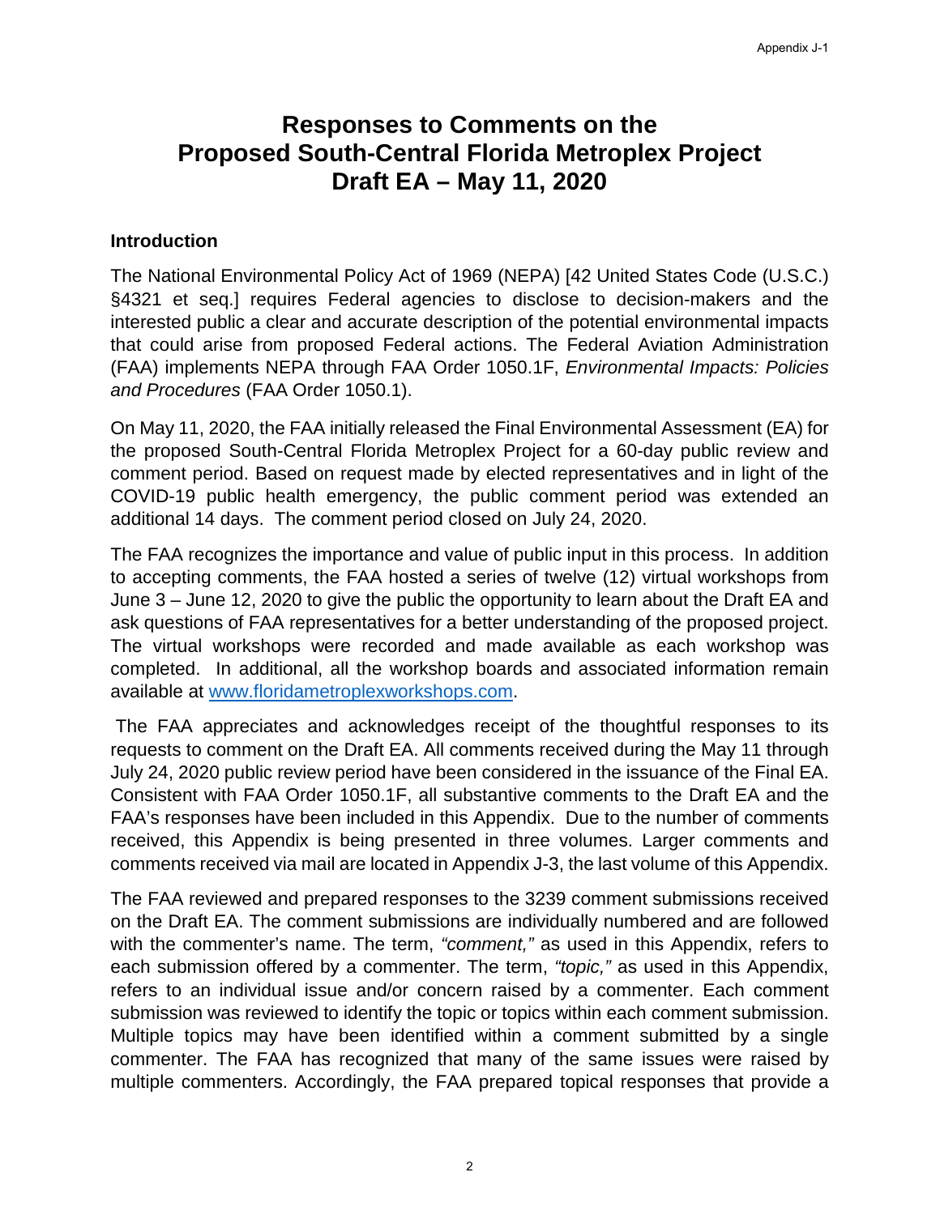# Responses to Comments on the Proposed South-Central Florida Metroplex Project Draft EA – May 11, 2020

## Introduction

The National Environmental Policy Act of 1969 (NEPA) [42 United States Code (U.S.C.) §4321 et seq.] requires Federal agencies to disclose to decision-makers and the interested public a clear and accurate description of the potential environmental impacts that could arise from proposed Federal actions. The Federal Aviation Administration (FAA) implements NEPA through FAA Order 1050.1F, *Environmental Impacts: Policies and Procedures* (FAA Order 1050.1).

On May 11, 2020, the FAA initially released the Final Environmental Assessment (EA) for the proposed South-Central Florida Metroplex Project for a 60-day public review and comment period. Based on request made by elected representatives and in light of the COVID-19 public health emergency, the public comment period was extended an additional 14 days. The comment period closed on July 24, 2020.

The FAA recognizes the importance and value of public input in this process. In addition to accepting comments, the FAA hosted a series of twelve (12) virtual workshops from June 3 – June 12, 2020 to give the public the opportunity to learn about the Draft EA and ask questions of FAA representatives for a better understanding of the proposed project. The virtual workshops were recorded and made available as each workshop was completed. In additional, all the workshop boards and associated information remain available at [www.floridametroplexworkshops.com](www.floridametroplexworkshops.com).

The FAA appreciates and acknowledges receipt of the thoughtful responses to its requests to comment on the Draft EA. All comments received during the May 11 through July 24, 2020 public review period have been considered in the issuance of the Final EA. Consistent with FAA Order 1050.1F, all substantive comments to the Draft EA and the FAA's responses have been included in this Appendix. Due to the number of comments received, this Appendix is being presented in three volumes. Larger comments and comments received via mail are located in Appendix J-3, the last volume of this Appendix.

The FAA reviewed and prepared responses to the 3239 comment submissions received on the Draft EA. The comment submissions are individually numbered and are followed with the commenter's name. The term, *"comment,"* as used in this Appendix, refers to each submission offered by a commenter. The term, *"topic,"* as used in this Appendix, refers to an individual issue and/or concern raised by a commenter. Each comment submission was reviewed to identify the topic or topics within each comment submission. Multiple topics may have been identified within a comment submitted by a single commenter. The FAA has recognized that many of the same issues were raised by multiple commenters. Accordingly, the FAA prepared topical responses that provide a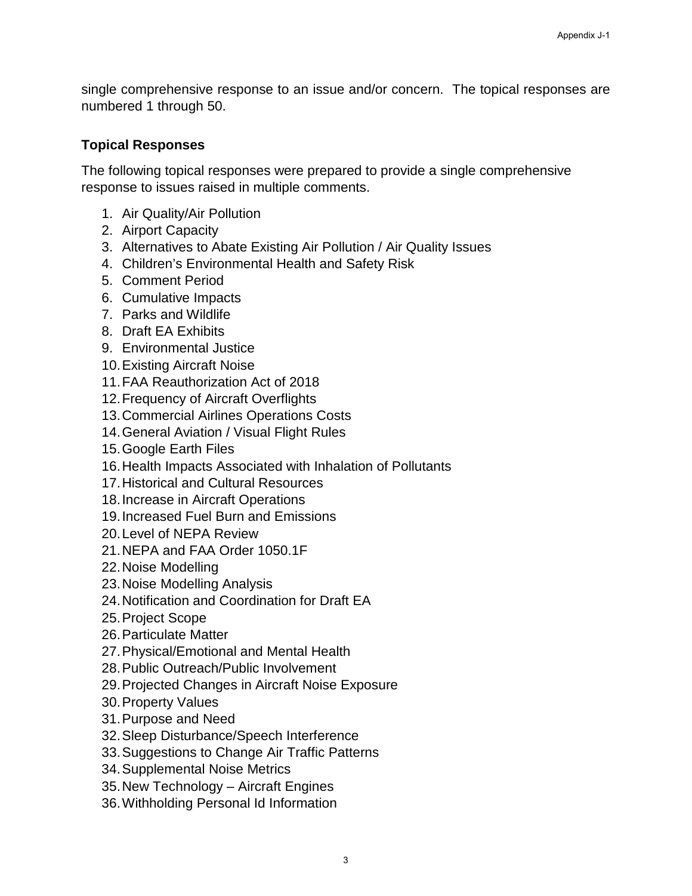single comprehensive response to an issue and/or concern. The topical responses are numbered 1 through 50.

### Topical Responses

The following topical responses were prepared to provide a single comprehensive response to issues raised in multiple comments.

1. Air Quality/Air Pollution
2. Airport Capacity
3. Alternatives to Abate Existing Air Pollution / Air Quality Issues
4. Children's Environmental Health and Safety Risk
5. Comment Period
6. Cumulative Impacts
7. Parks and Wildlife
8. Draft EA Exhibits
9. Environmental Justice
10. Existing Aircraft Noise
11. FAA Reauthorization Act of 2018
12. Frequency of Aircraft Overflights
13. Commercial Airlines Operations Costs
14. General Aviation / Visual Flight Rules
15. Google Earth Files
16. Health Impacts Associated with Inhalation of Pollutants
17. Historical and Cultural Resources
18. Increase in Aircraft Operations
19. Increased Fuel Burn and Emissions
20. Level of NEPA Review
21. NEPA and FAA Order 1050.1F
22. Noise Modelling
23. Noise Modelling Analysis
24. Notification and Coordination for Draft EA
25. Project Scope
26. Particulate Matter
27. Physical/Emotional and Mental Health
28. Public Outreach/Public Involvement
29. Projected Changes in Aircraft Noise Exposure
30. Property Values
31. Purpose and Need
32. Sleep Disturbance/Speech Interference
33. Suggestions to Change Air Traffic Patterns
34. Supplemental Noise Metrics
35. New Technology – Aircraft Engines
36. Withholding Personal Id Information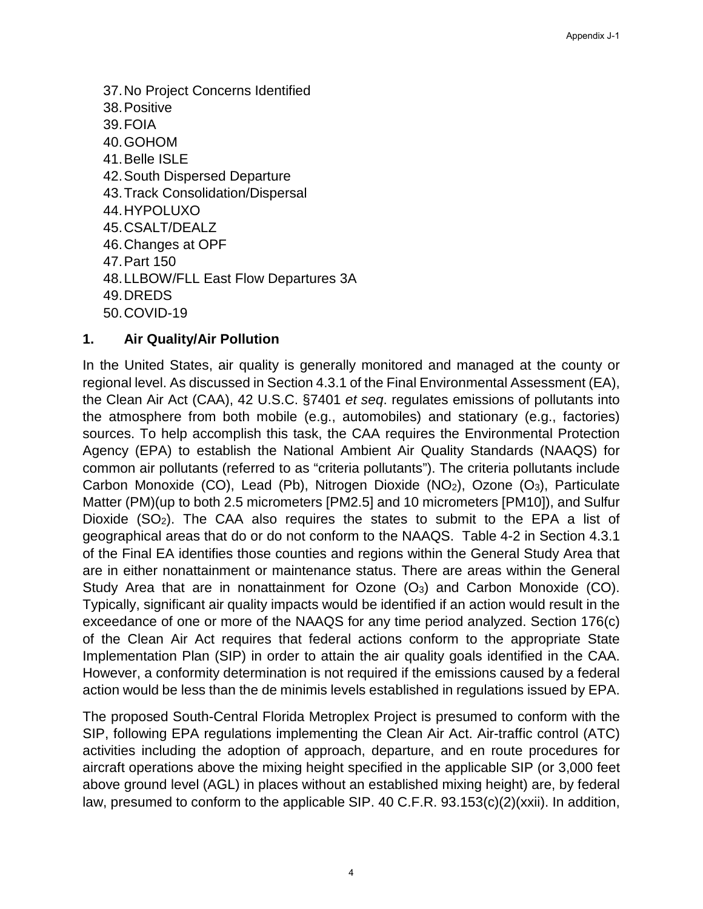37. No Project Concerns Identified
38. Positive
39. FOIA
40. GOHOM
41. Belle ISLE
42. South Dispersed Departure
43. Track Consolidation/Dispersal
44. HYPOLUXO
45. CSALT/DEALZ
46. Changes at OPF
47. Part 150
48. LLBOW/FLL East Flow Departures 3A
49. DREDS
50. COVID-19

## 1. Air Quality/Air Pollution

In the United States, air quality is generally monitored and managed at the county or regional level. As discussed in Section 4.3.1 of the Final Environmental Assessment (EA), the Clean Air Act (CAA), 42 U.S.C. §7401 *et seq*. regulates emissions of pollutants into the atmosphere from both mobile (e.g., automobiles) and stationary (e.g., factories) sources. To help accomplish this task, the CAA requires the Environmental Protection Agency (EPA) to establish the National Ambient Air Quality Standards (NAAQS) for common air pollutants (referred to as "criteria pollutants"). The criteria pollutants include Carbon Monoxide (CO), Lead (Pb), Nitrogen Dioxide ($NO_2$), Ozone ($O_3$), Particulate Matter (PM)(up to both 2.5 micrometers [PM2.5] and 10 micrometers [PM10]), and Sulfur Dioxide ($SO_2$). The CAA also requires the states to submit to the EPA a list of geographical areas that do or do not conform to the NAAQS. Table 4-2 in Section 4.3.1 of the Final EA identifies those counties and regions within the General Study Area that are in either nonattainment or maintenance status. There are areas within the General Study Area that are in nonattainment for Ozone ($O_3$) and Carbon Monoxide (CO). Typically, significant air quality impacts would be identified if an action would result in the exceedance of one or more of the NAAQS for any time period analyzed. Section 176(c) of the Clean Air Act requires that federal actions conform to the appropriate State Implementation Plan (SIP) in order to attain the air quality goals identified in the CAA. However, a conformity determination is not required if the emissions caused by a federal action would be less than the de minimis levels established in regulations issued by EPA.

The proposed South-Central Florida Metroplex Project is presumed to conform with the SIP, following EPA regulations implementing the Clean Air Act. Air-traffic control (ATC) activities including the adoption of approach, departure, and en route procedures for aircraft operations above the mixing height specified in the applicable SIP (or 3,000 feet above ground level (AGL) in places without an established mixing height) are, by federal law, presumed to conform to the applicable SIP. 40 C.F.R. 93.153(c)(2)(xxii). In addition,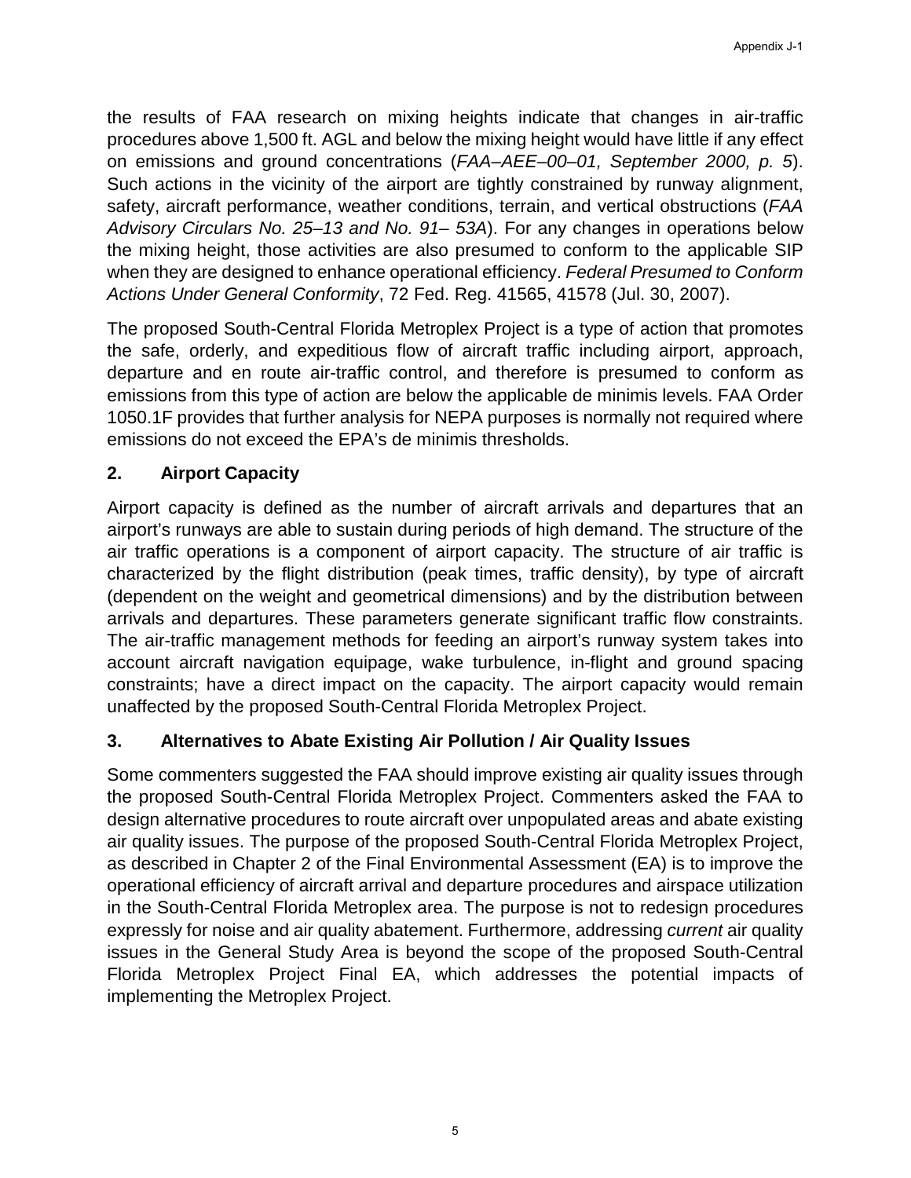the results of FAA research on mixing heights indicate that changes in air-traffic procedures above 1,500 ft. AGL and below the mixing height would have little if any effect on emissions and ground concentrations (*FAA–AEE–00–01, September 2000, p. 5*). Such actions in the vicinity of the airport are tightly constrained by runway alignment, safety, aircraft performance, weather conditions, terrain, and vertical obstructions (*FAA Advisory Circulars No. 25–13 and No. 91– 53A*). For any changes in operations below the mixing height, those activities are also presumed to conform to the applicable SIP when they are designed to enhance operational efficiency. *Federal Presumed to Conform Actions Under General Conformity*, 72 Fed. Reg. 41565, 41578 (Jul. 30, 2007).

The proposed South-Central Florida Metroplex Project is a type of action that promotes the safe, orderly, and expeditious flow of aircraft traffic including airport, approach, departure and en route air-traffic control, and therefore is presumed to conform as emissions from this type of action are below the applicable de minimis levels. FAA Order 1050.1F provides that further analysis for NEPA purposes is normally not required where emissions do not exceed the EPA's de minimis thresholds.

## 2. Airport Capacity

Airport capacity is defined as the number of aircraft arrivals and departures that an airport's runways are able to sustain during periods of high demand. The structure of the air traffic operations is a component of airport capacity. The structure of air traffic is characterized by the flight distribution (peak times, traffic density), by type of aircraft (dependent on the weight and geometrical dimensions) and by the distribution between arrivals and departures. These parameters generate significant traffic flow constraints. The air-traffic management methods for feeding an airport's runway system takes into account aircraft navigation equipage, wake turbulence, in-flight and ground spacing constraints; have a direct impact on the capacity. The airport capacity would remain unaffected by the proposed South-Central Florida Metroplex Project.

## 3. Alternatives to Abate Existing Air Pollution / Air Quality Issues

Some commenters suggested the FAA should improve existing air quality issues through the proposed South-Central Florida Metroplex Project. Commenters asked the FAA to design alternative procedures to route aircraft over unpopulated areas and abate existing air quality issues. The purpose of the proposed South-Central Florida Metroplex Project, as described in Chapter 2 of the Final Environmental Assessment (EA) is to improve the operational efficiency of aircraft arrival and departure procedures and airspace utilization in the South-Central Florida Metroplex area. The purpose is not to redesign procedures expressly for noise and air quality abatement. Furthermore, addressing *current* air quality issues in the General Study Area is beyond the scope of the proposed South-Central Florida Metroplex Project Final EA, which addresses the potential impacts of implementing the Metroplex Project.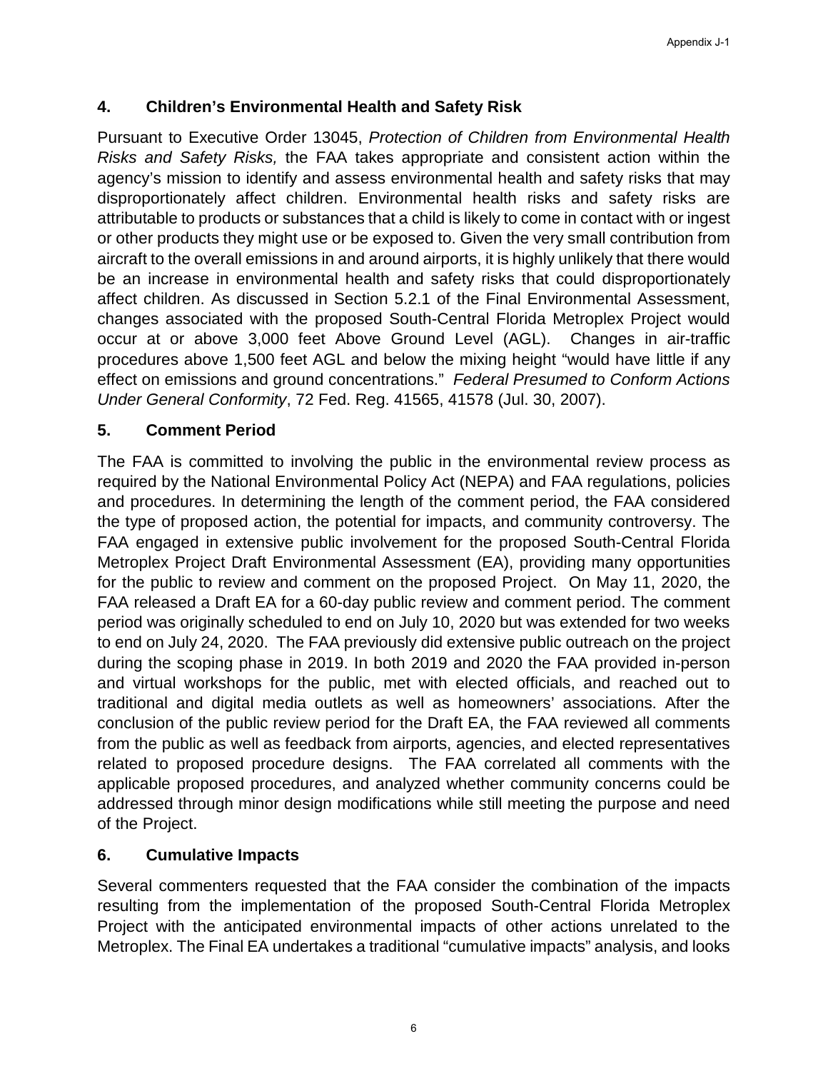## 4. Children's Environmental Health and Safety Risk

Pursuant to Executive Order 13045, *Protection of Children from Environmental Health Risks and Safety Risks,* the FAA takes appropriate and consistent action within the agency's mission to identify and assess environmental health and safety risks that may disproportionately affect children. Environmental health risks and safety risks are attributable to products or substances that a child is likely to come in contact with or ingest or other products they might use or be exposed to. Given the very small contribution from aircraft to the overall emissions in and around airports, it is highly unlikely that there would be an increase in environmental health and safety risks that could disproportionately affect children. As discussed in Section 5.2.1 of the Final Environmental Assessment, changes associated with the proposed South-Central Florida Metroplex Project would occur at or above 3,000 feet Above Ground Level (AGL). Changes in air-traffic procedures above 1,500 feet AGL and below the mixing height "would have little if any effect on emissions and ground concentrations." *Federal Presumed to Conform Actions Under General Conformity*, 72 Fed. Reg. 41565, 41578 (Jul. 30, 2007).

## 5. Comment Period

The FAA is committed to involving the public in the environmental review process as required by the National Environmental Policy Act (NEPA) and FAA regulations, policies and procedures. In determining the length of the comment period, the FAA considered the type of proposed action, the potential for impacts, and community controversy. The FAA engaged in extensive public involvement for the proposed South-Central Florida Metroplex Project Draft Environmental Assessment (EA), providing many opportunities for the public to review and comment on the proposed Project. On May 11, 2020, the FAA released a Draft EA for a 60-day public review and comment period. The comment period was originally scheduled to end on July 10, 2020 but was extended for two weeks to end on July 24, 2020. The FAA previously did extensive public outreach on the project during the scoping phase in 2019. In both 2019 and 2020 the FAA provided in-person and virtual workshops for the public, met with elected officials, and reached out to traditional and digital media outlets as well as homeowners' associations. After the conclusion of the public review period for the Draft EA, the FAA reviewed all comments from the public as well as feedback from airports, agencies, and elected representatives related to proposed procedure designs. The FAA correlated all comments with the applicable proposed procedures, and analyzed whether community concerns could be addressed through minor design modifications while still meeting the purpose and need of the Project.

## 6. Cumulative Impacts

Several commenters requested that the FAA consider the combination of the impacts resulting from the implementation of the proposed South-Central Florida Metroplex Project with the anticipated environmental impacts of other actions unrelated to the Metroplex. The Final EA undertakes a traditional "cumulative impacts" analysis, and looks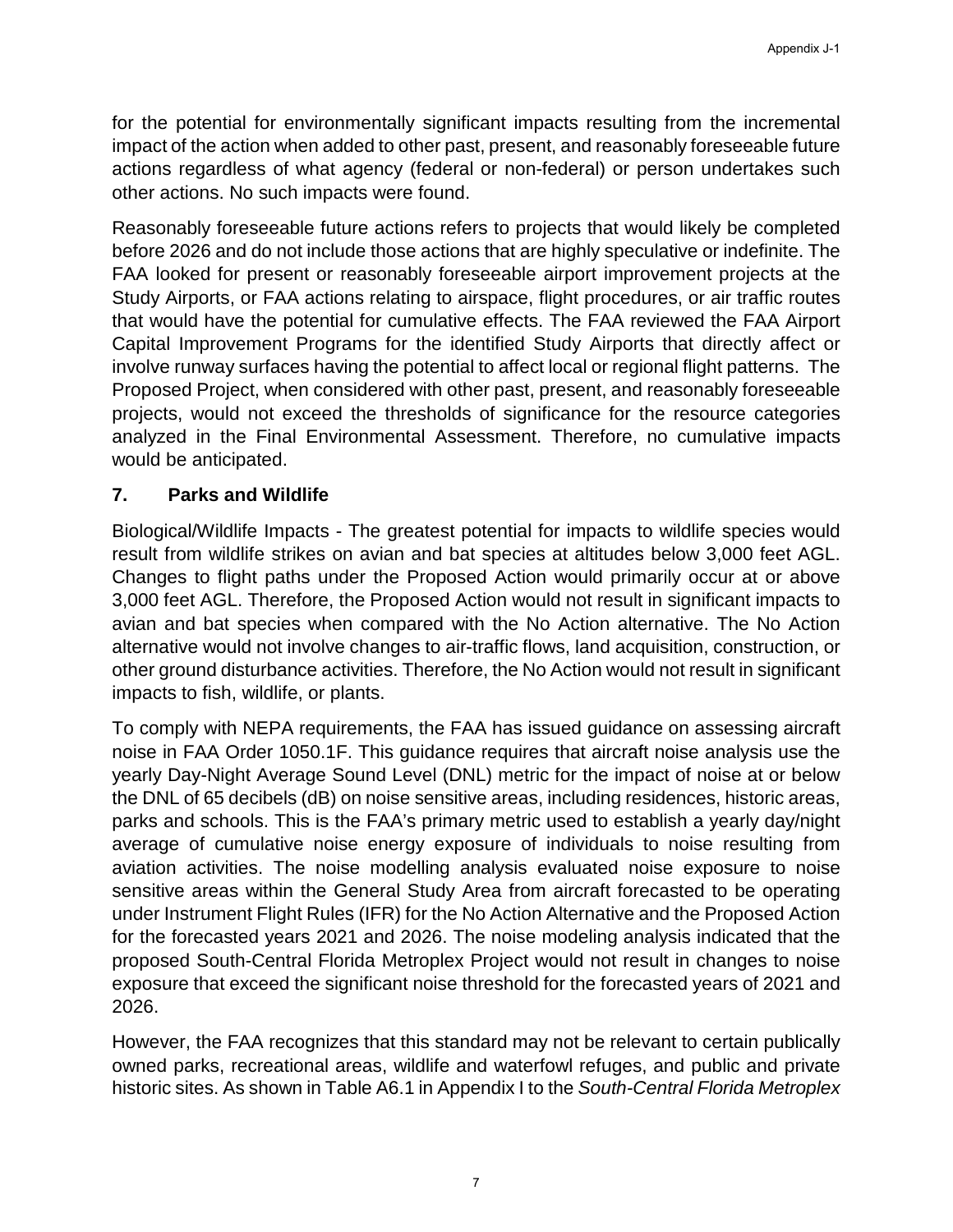for the potential for environmentally significant impacts resulting from the incremental impact of the action when added to other past, present, and reasonably foreseeable future actions regardless of what agency (federal or non-federal) or person undertakes such other actions. No such impacts were found.

Reasonably foreseeable future actions refers to projects that would likely be completed before 2026 and do not include those actions that are highly speculative or indefinite. The FAA looked for present or reasonably foreseeable airport improvement projects at the Study Airports, or FAA actions relating to airspace, flight procedures, or air traffic routes that would have the potential for cumulative effects. The FAA reviewed the FAA Airport Capital Improvement Programs for the identified Study Airports that directly affect or involve runway surfaces having the potential to affect local or regional flight patterns. The Proposed Project, when considered with other past, present, and reasonably foreseeable projects, would not exceed the thresholds of significance for the resource categories analyzed in the Final Environmental Assessment. Therefore, no cumulative impacts would be anticipated.

## 7. Parks and Wildlife

Biological/Wildlife Impacts - The greatest potential for impacts to wildlife species would result from wildlife strikes on avian and bat species at altitudes below 3,000 feet AGL. Changes to flight paths under the Proposed Action would primarily occur at or above 3,000 feet AGL. Therefore, the Proposed Action would not result in significant impacts to avian and bat species when compared with the No Action alternative. The No Action alternative would not involve changes to air-traffic flows, land acquisition, construction, or other ground disturbance activities. Therefore, the No Action would not result in significant impacts to fish, wildlife, or plants.

To comply with NEPA requirements, the FAA has issued guidance on assessing aircraft noise in FAA Order 1050.1F. This guidance requires that aircraft noise analysis use the yearly Day-Night Average Sound Level (DNL) metric for the impact of noise at or below the DNL of 65 decibels (dB) on noise sensitive areas, including residences, historic areas, parks and schools. This is the FAA's primary metric used to establish a yearly day/night average of cumulative noise energy exposure of individuals to noise resulting from aviation activities. The noise modelling analysis evaluated noise exposure to noise sensitive areas within the General Study Area from aircraft forecasted to be operating under Instrument Flight Rules (IFR) for the No Action Alternative and the Proposed Action for the forecasted years 2021 and 2026. The noise modeling analysis indicated that the proposed South-Central Florida Metroplex Project would not result in changes to noise exposure that exceed the significant noise threshold for the forecasted years of 2021 and 2026.

However, the FAA recognizes that this standard may not be relevant to certain publically owned parks, recreational areas, wildlife and waterfowl refuges, and public and private historic sites. As shown in Table A6.1 in Appendix I to the *South-Central Florida Metroplex*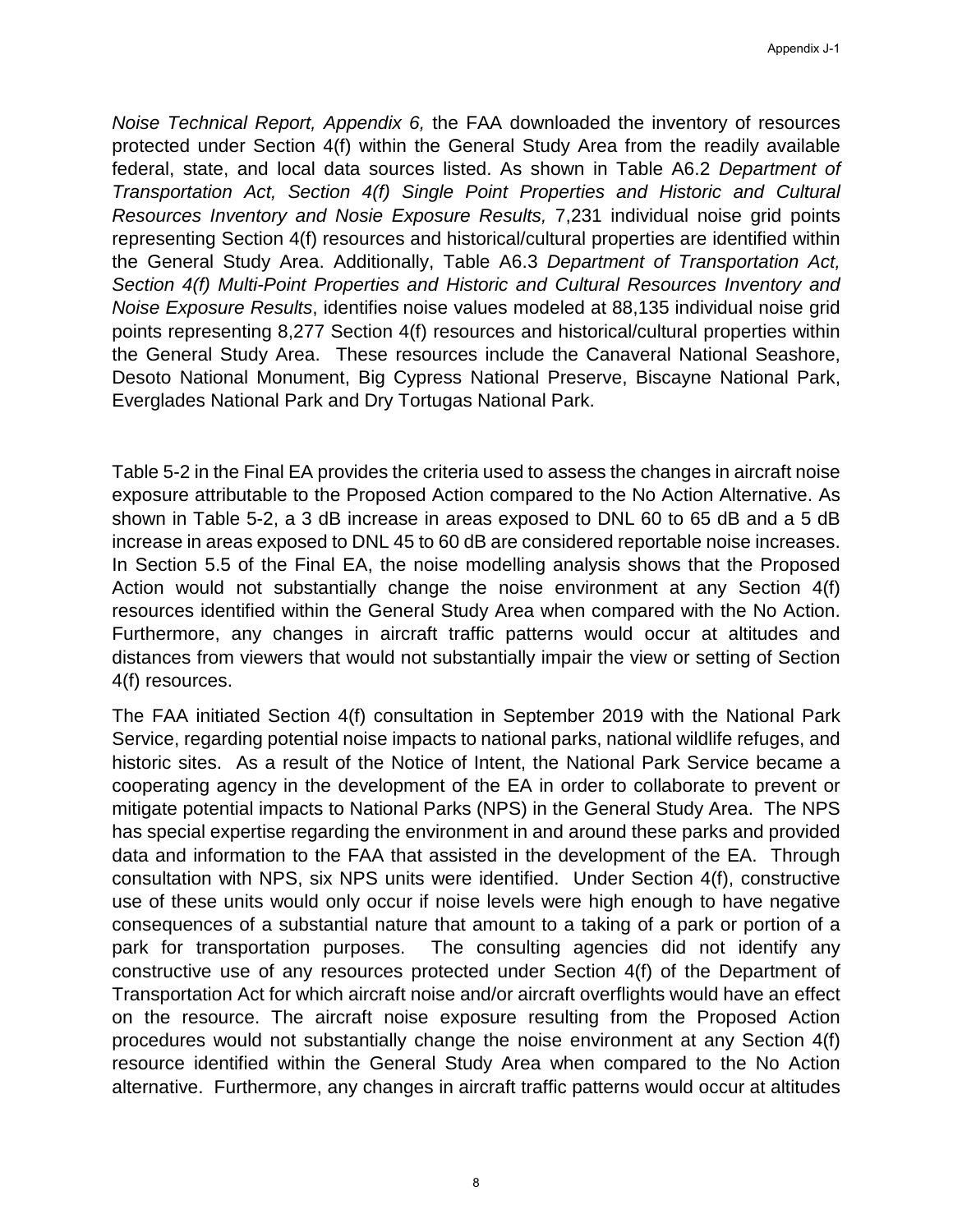*Noise Technical Report, Appendix 6,* the FAA downloaded the inventory of resources protected under Section 4(f) within the General Study Area from the readily available federal, state, and local data sources listed. As shown in Table A6.2 *Department of Transportation Act, Section 4(f) Single Point Properties and Historic and Cultural Resources Inventory and Nosie Exposure Results,* 7,231 individual noise grid points representing Section 4(f) resources and historical/cultural properties are identified within the General Study Area. Additionally, Table A6.3 *Department of Transportation Act, Section 4(f) Multi-Point Properties and Historic and Cultural Resources Inventory and Noise Exposure Results*, identifies noise values modeled at 88,135 individual noise grid points representing 8,277 Section 4(f) resources and historical/cultural properties within the General Study Area. These resources include the Canaveral National Seashore, Desoto National Monument, Big Cypress National Preserve, Biscayne National Park, Everglades National Park and Dry Tortugas National Park.

Table 5-2 in the Final EA provides the criteria used to assess the changes in aircraft noise exposure attributable to the Proposed Action compared to the No Action Alternative. As shown in Table 5-2, a 3 dB increase in areas exposed to DNL 60 to 65 dB and a 5 dB increase in areas exposed to DNL 45 to 60 dB are considered reportable noise increases. In Section 5.5 of the Final EA, the noise modelling analysis shows that the Proposed Action would not substantially change the noise environment at any Section 4(f) resources identified within the General Study Area when compared with the No Action. Furthermore, any changes in aircraft traffic patterns would occur at altitudes and distances from viewers that would not substantially impair the view or setting of Section 4(f) resources.

The FAA initiated Section 4(f) consultation in September 2019 with the National Park Service, regarding potential noise impacts to national parks, national wildlife refuges, and historic sites. As a result of the Notice of Intent, the National Park Service became a cooperating agency in the development of the EA in order to collaborate to prevent or mitigate potential impacts to National Parks (NPS) in the General Study Area. The NPS has special expertise regarding the environment in and around these parks and provided data and information to the FAA that assisted in the development of the EA. Through consultation with NPS, six NPS units were identified. Under Section 4(f), constructive use of these units would only occur if noise levels were high enough to have negative consequences of a substantial nature that amount to a taking of a park or portion of a park for transportation purposes. The consulting agencies did not identify any constructive use of any resources protected under Section 4(f) of the Department of Transportation Act for which aircraft noise and/or aircraft overflights would have an effect on the resource. The aircraft noise exposure resulting from the Proposed Action procedures would not substantially change the noise environment at any Section 4(f) resource identified within the General Study Area when compared to the No Action alternative. Furthermore, any changes in aircraft traffic patterns would occur at altitudes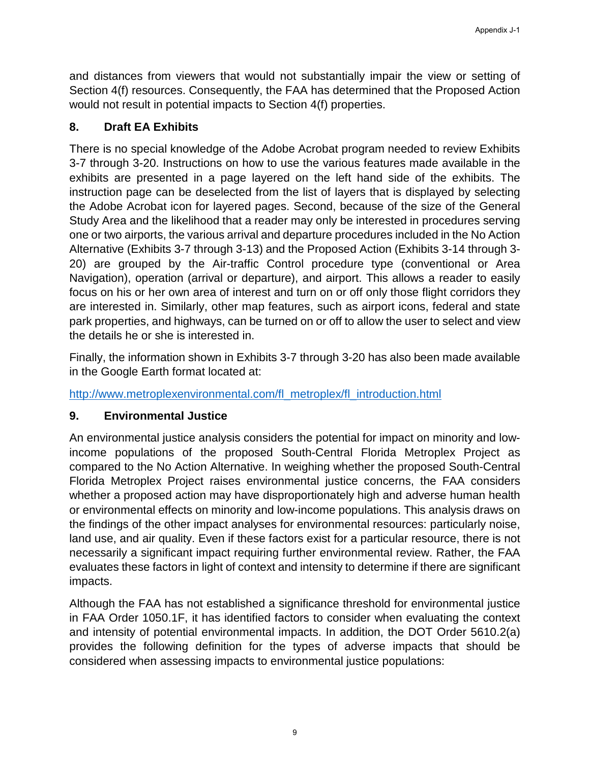and distances from viewers that would not substantially impair the view or setting of Section 4(f) resources. Consequently, the FAA has determined that the Proposed Action would not result in potential impacts to Section 4(f) properties.

## 8. Draft EA Exhibits

There is no special knowledge of the Adobe Acrobat program needed to review Exhibits 3-7 through 3-20. Instructions on how to use the various features made available in the exhibits are presented in a page layered on the left hand side of the exhibits. The instruction page can be deselected from the list of layers that is displayed by selecting the Adobe Acrobat icon for layered pages. Second, because of the size of the General Study Area and the likelihood that a reader may only be interested in procedures serving one or two airports, the various arrival and departure procedures included in the No Action Alternative (Exhibits 3-7 through 3-13) and the Proposed Action (Exhibits 3-14 through 3-20) are grouped by the Air-traffic Control procedure type (conventional or Area Navigation), operation (arrival or departure), and airport. This allows a reader to easily focus on his or her own area of interest and turn on or off only those flight corridors they are interested in. Similarly, other map features, such as airport icons, federal and state park properties, and highways, can be turned on or off to allow the user to select and view the details he or she is interested in.

Finally, the information shown in Exhibits 3-7 through 3-20 has also been made available in the Google Earth format located at:

[http://www.metroplexenvironmental.com/fl_metroplex/fl_introduction.html](http://www.metroplexenvironmental.com/fl_metroplex/fl_introduction.html)

## 9. Environmental Justice

An environmental justice analysis considers the potential for impact on minority and low-income populations of the proposed South-Central Florida Metroplex Project as compared to the No Action Alternative. In weighing whether the proposed South-Central Florida Metroplex Project raises environmental justice concerns, the FAA considers whether a proposed action may have disproportionately high and adverse human health or environmental effects on minority and low-income populations. This analysis draws on the findings of the other impact analyses for environmental resources: particularly noise, land use, and air quality. Even if these factors exist for a particular resource, there is not necessarily a significant impact requiring further environmental review. Rather, the FAA evaluates these factors in light of context and intensity to determine if there are significant impacts.

Although the FAA has not established a significance threshold for environmental justice in FAA Order 1050.1F, it has identified factors to consider when evaluating the context and intensity of potential environmental impacts. In addition, the DOT Order 5610.2(a) provides the following definition for the types of adverse impacts that should be considered when assessing impacts to environmental justice populations: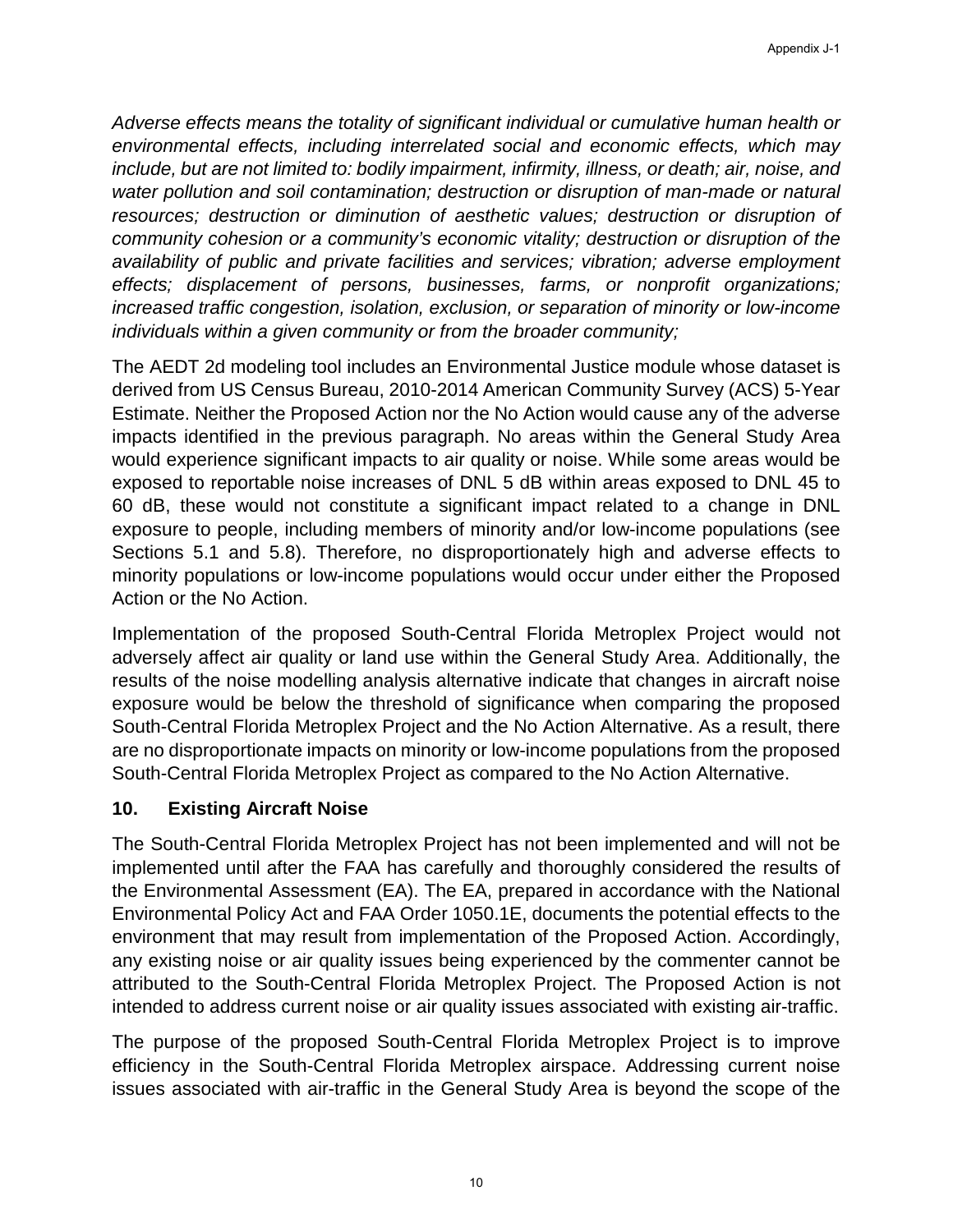*Adverse effects means the totality of significant individual or cumulative human health or environmental effects, including interrelated social and economic effects, which may include, but are not limited to: bodily impairment, infirmity, illness, or death; air, noise, and water pollution and soil contamination; destruction or disruption of man-made or natural resources; destruction or diminution of aesthetic values; destruction or disruption of community cohesion or a community's economic vitality; destruction or disruption of the availability of public and private facilities and services; vibration; adverse employment effects; displacement of persons, businesses, farms, or nonprofit organizations; increased traffic congestion, isolation, exclusion, or separation of minority or low-income individuals within a given community or from the broader community;*

The AEDT 2d modeling tool includes an Environmental Justice module whose dataset is derived from US Census Bureau, 2010-2014 American Community Survey (ACS) 5-Year Estimate. Neither the Proposed Action nor the No Action would cause any of the adverse impacts identified in the previous paragraph. No areas within the General Study Area would experience significant impacts to air quality or noise. While some areas would be exposed to reportable noise increases of DNL 5 dB within areas exposed to DNL 45 to 60 dB, these would not constitute a significant impact related to a change in DNL exposure to people, including members of minority and/or low-income populations (see Sections 5.1 and 5.8). Therefore, no disproportionately high and adverse effects to minority populations or low-income populations would occur under either the Proposed Action or the No Action.

Implementation of the proposed South-Central Florida Metroplex Project would not adversely affect air quality or land use within the General Study Area. Additionally, the results of the noise modelling analysis alternative indicate that changes in aircraft noise exposure would be below the threshold of significance when comparing the proposed South-Central Florida Metroplex Project and the No Action Alternative. As a result, there are no disproportionate impacts on minority or low-income populations from the proposed South-Central Florida Metroplex Project as compared to the No Action Alternative.

## 10. Existing Aircraft Noise

The South-Central Florida Metroplex Project has not been implemented and will not be implemented until after the FAA has carefully and thoroughly considered the results of the Environmental Assessment (EA). The EA, prepared in accordance with the National Environmental Policy Act and FAA Order 1050.1E, documents the potential effects to the environment that may result from implementation of the Proposed Action. Accordingly, any existing noise or air quality issues being experienced by the commenter cannot be attributed to the South-Central Florida Metroplex Project. The Proposed Action is not intended to address current noise or air quality issues associated with existing air-traffic.

The purpose of the proposed South-Central Florida Metroplex Project is to improve efficiency in the South-Central Florida Metroplex airspace. Addressing current noise issues associated with air-traffic in the General Study Area is beyond the scope of the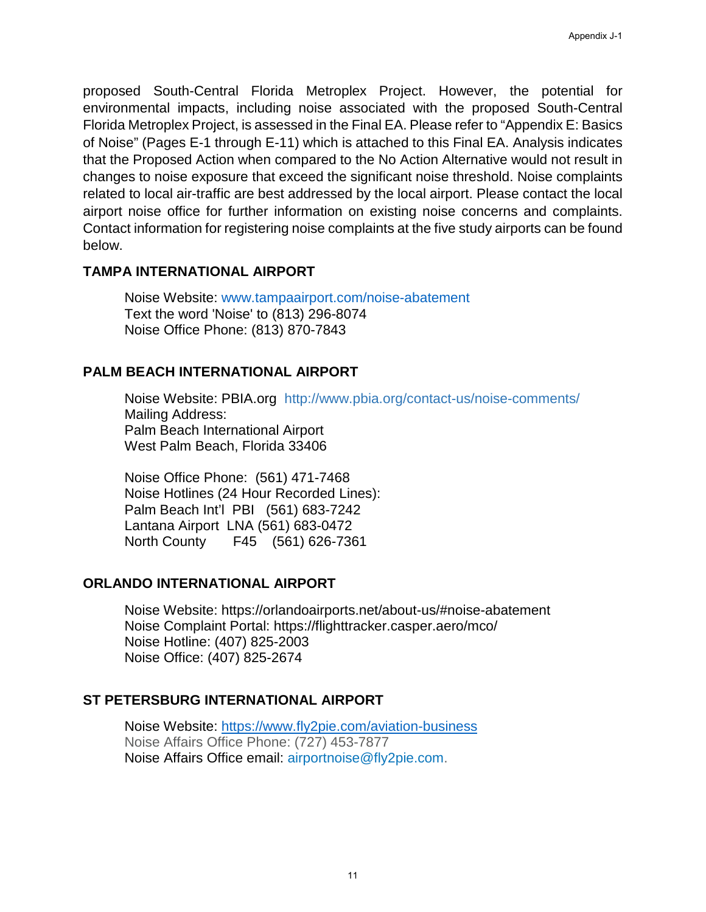proposed South-Central Florida Metroplex Project. However, the potential for environmental impacts, including noise associated with the proposed South-Central Florida Metroplex Project, is assessed in the Final EA. Please refer to "Appendix E: Basics of Noise" (Pages E-1 through E-11) which is attached to this Final EA. Analysis indicates that the Proposed Action when compared to the No Action Alternative would not result in changes to noise exposure that exceed the significant noise threshold. Noise complaints related to local air-traffic are best addressed by the local airport. Please contact the local airport noise office for further information on existing noise concerns and complaints. Contact information for registering noise complaints at the five study airports can be found below.

**TAMPA INTERNATIONAL AIRPORT**

Noise Website: www.tampaairport.com/noise-abatement
Text the word 'Noise' to (813) 296-8074
Noise Office Phone: (813) 870-7843

**PALM BEACH INTERNATIONAL AIRPORT**

Noise Website: PBIA.org http://www.pbia.org/contact-us/noise-comments/
Mailing Address:
Palm Beach International Airport
West Palm Beach, Florida 33406

Noise Office Phone: (561) 471-7468
Noise Hotlines (24 Hour Recorded Lines):
Palm Beach Int'l PBI (561) 683-7242
Lantana Airport LNA (561) 683-0472
North County F45 (561) 626-7361

**ORLANDO INTERNATIONAL AIRPORT**

Noise Website: https://orlandoairports.net/about-us/#noise-abatement
Noise Complaint Portal: https://flighttracker.casper.aero/mco/
Noise Hotline: (407) 825-2003
Noise Office: (407) 825-2674

**ST PETERSBURG INTERNATIONAL AIRPORT**

Noise Website: https://www.fly2pie.com/aviation-business
Noise Affairs Office Phone: (727) 453-7877
Noise Affairs Office email: airportnoise@fly2pie.com.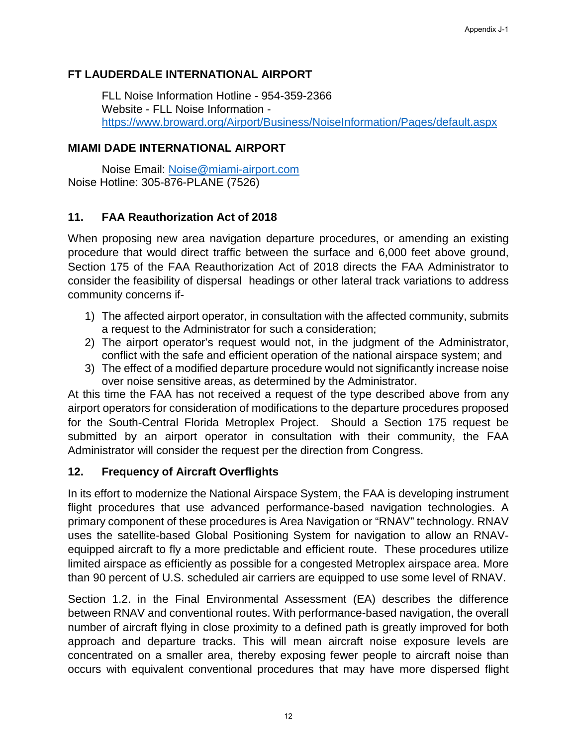## FT LAUDERDALE INTERNATIONAL AIRPORT

FLL Noise Information Hotline - 954-359-2366
Website - FLL Noise Information - [https://www.broward.org/Airport/Business/NoiseInformation/Pages/default.aspx](https://www.broward.org/Airport/Business/NoiseInformation/Pages/default.aspx)

## MIAMI DADE INTERNATIONAL AIRPORT

Noise Email: [Noise@miami-airport.com](mailto:Noise@miami-airport.com)
Noise Hotline: 305-876-PLANE (7526)

## 11. FAA Reauthorization Act of 2018

When proposing new area navigation departure procedures, or amending an existing procedure that would direct traffic between the surface and 6,000 feet above ground, Section 175 of the FAA Reauthorization Act of 2018 directs the FAA Administrator to consider the feasibility of dispersal headings or other lateral track variations to address community concerns if-

1) The affected airport operator, in consultation with the affected community, submits a request to the Administrator for such a consideration;
2) The airport operator's request would not, in the judgment of the Administrator, conflict with the safe and efficient operation of the national airspace system; and
3) The effect of a modified departure procedure would not significantly increase noise over noise sensitive areas, as determined by the Administrator.

At this time the FAA has not received a request of the type described above from any airport operators for consideration of modifications to the departure procedures proposed for the South-Central Florida Metroplex Project. Should a Section 175 request be submitted by an airport operator in consultation with their community, the FAA Administrator will consider the request per the direction from Congress.

## 12. Frequency of Aircraft Overflights

In its effort to modernize the National Airspace System, the FAA is developing instrument flight procedures that use advanced performance-based navigation technologies. A primary component of these procedures is Area Navigation or "RNAV" technology. RNAV uses the satellite-based Global Positioning System for navigation to allow an RNAV-equipped aircraft to fly a more predictable and efficient route. These procedures utilize limited airspace as efficiently as possible for a congested Metroplex airspace area. More than 90 percent of U.S. scheduled air carriers are equipped to use some level of RNAV.

Section 1.2. in the Final Environmental Assessment (EA) describes the difference between RNAV and conventional routes. With performance-based navigation, the overall number of aircraft flying in close proximity to a defined path is greatly improved for both approach and departure tracks. This will mean aircraft noise exposure levels are concentrated on a smaller area, thereby exposing fewer people to aircraft noise than occurs with equivalent conventional procedures that may have more dispersed flight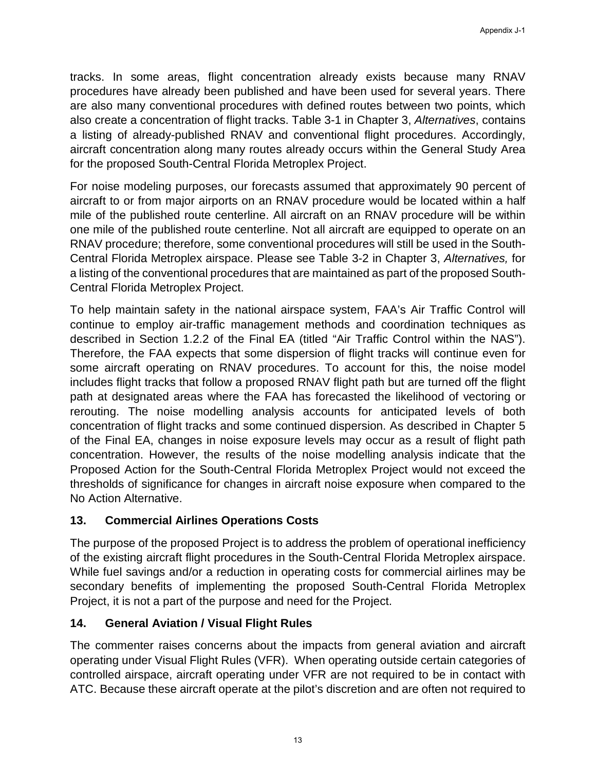tracks. In some areas, flight concentration already exists because many RNAV procedures have already been published and have been used for several years. There are also many conventional procedures with defined routes between two points, which also create a concentration of flight tracks. Table 3-1 in Chapter 3, *Alternatives*, contains a listing of already-published RNAV and conventional flight procedures. Accordingly, aircraft concentration along many routes already occurs within the General Study Area for the proposed South-Central Florida Metroplex Project.

For noise modeling purposes, our forecasts assumed that approximately 90 percent of aircraft to or from major airports on an RNAV procedure would be located within a half mile of the published route centerline. All aircraft on an RNAV procedure will be within one mile of the published route centerline. Not all aircraft are equipped to operate on an RNAV procedure; therefore, some conventional procedures will still be used in the South-Central Florida Metroplex airspace. Please see Table 3-2 in Chapter 3, *Alternatives,* for a listing of the conventional procedures that are maintained as part of the proposed South-Central Florida Metroplex Project.

To help maintain safety in the national airspace system, FAA's Air Traffic Control will continue to employ air-traffic management methods and coordination techniques as described in Section 1.2.2 of the Final EA (titled "Air Traffic Control within the NAS"). Therefore, the FAA expects that some dispersion of flight tracks will continue even for some aircraft operating on RNAV procedures. To account for this, the noise model includes flight tracks that follow a proposed RNAV flight path but are turned off the flight path at designated areas where the FAA has forecasted the likelihood of vectoring or rerouting. The noise modelling analysis accounts for anticipated levels of both concentration of flight tracks and some continued dispersion. As described in Chapter 5 of the Final EA, changes in noise exposure levels may occur as a result of flight path concentration. However, the results of the noise modelling analysis indicate that the Proposed Action for the South-Central Florida Metroplex Project would not exceed the thresholds of significance for changes in aircraft noise exposure when compared to the No Action Alternative.

## 13. Commercial Airlines Operations Costs

The purpose of the proposed Project is to address the problem of operational inefficiency of the existing aircraft flight procedures in the South-Central Florida Metroplex airspace. While fuel savings and/or a reduction in operating costs for commercial airlines may be secondary benefits of implementing the proposed South-Central Florida Metroplex Project, it is not a part of the purpose and need for the Project.

## 14. General Aviation / Visual Flight Rules

The commenter raises concerns about the impacts from general aviation and aircraft operating under Visual Flight Rules (VFR). When operating outside certain categories of controlled airspace, aircraft operating under VFR are not required to be in contact with ATC. Because these aircraft operate at the pilot's discretion and are often not required to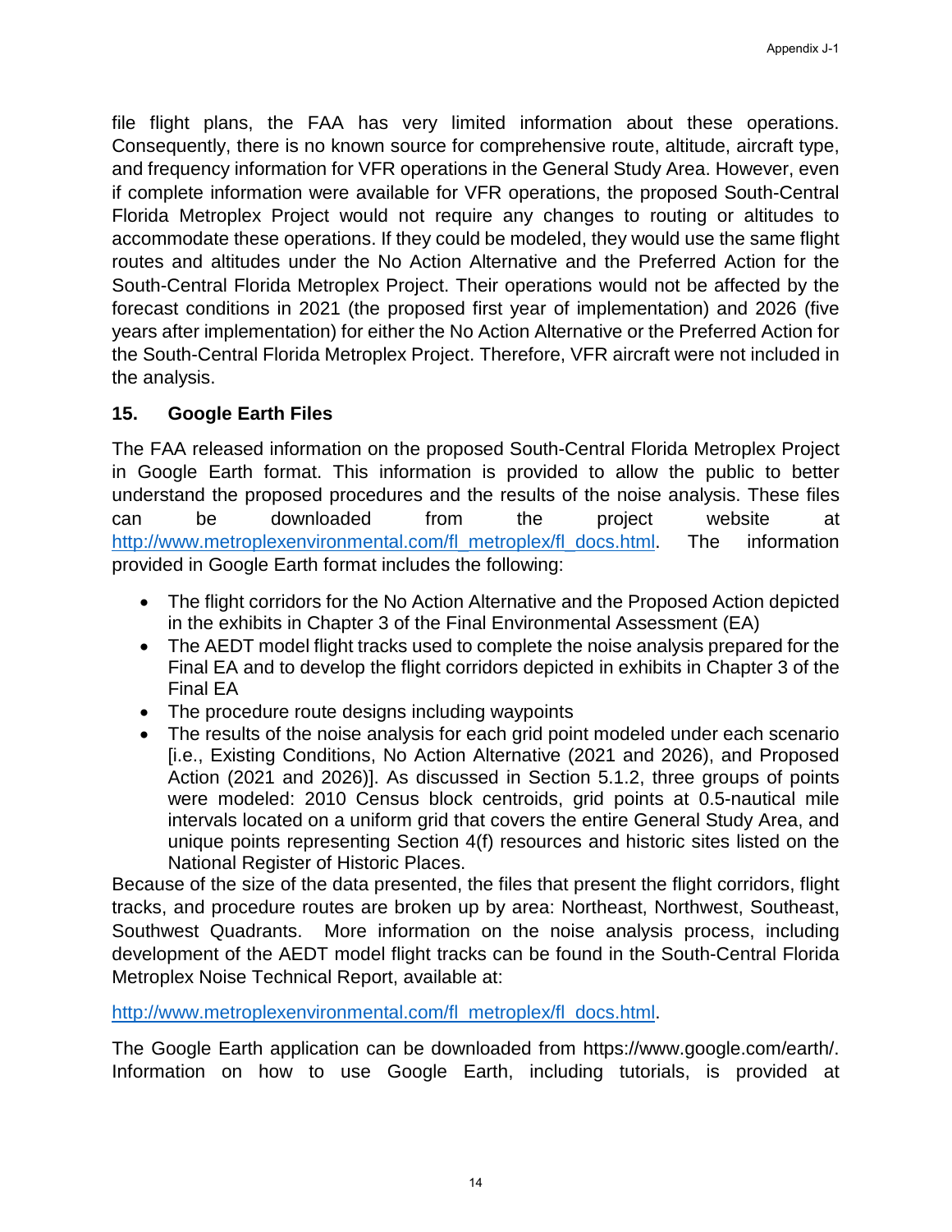file flight plans, the FAA has very limited information about these operations. Consequently, there is no known source for comprehensive route, altitude, aircraft type, and frequency information for VFR operations in the General Study Area. However, even if complete information were available for VFR operations, the proposed South-Central Florida Metroplex Project would not require any changes to routing or altitudes to accommodate these operations. If they could be modeled, they would use the same flight routes and altitudes under the No Action Alternative and the Preferred Action for the South-Central Florida Metroplex Project. Their operations would not be affected by the forecast conditions in 2021 (the proposed first year of implementation) and 2026 (five years after implementation) for either the No Action Alternative or the Preferred Action for the South-Central Florida Metroplex Project. Therefore, VFR aircraft were not included in the analysis.

## 15. Google Earth Files

The FAA released information on the proposed South-Central Florida Metroplex Project in Google Earth format. This information is provided to allow the public to better understand the proposed procedures and the results of the noise analysis. These files can be downloaded from the project website at http://www.metroplexenvironmental.com/fl_metroplex/fl_docs.html. The information provided in Google Earth format includes the following:

- The flight corridors for the No Action Alternative and the Proposed Action depicted in the exhibits in Chapter 3 of the Final Environmental Assessment (EA)
- The AEDT model flight tracks used to complete the noise analysis prepared for the Final EA and to develop the flight corridors depicted in exhibits in Chapter 3 of the Final EA
- The procedure route designs including waypoints
- The results of the noise analysis for each grid point modeled under each scenario [i.e., Existing Conditions, No Action Alternative (2021 and 2026), and Proposed Action (2021 and 2026)]. As discussed in Section 5.1.2, three groups of points were modeled: 2010 Census block centroids, grid points at 0.5-nautical mile intervals located on a uniform grid that covers the entire General Study Area, and unique points representing Section 4(f) resources and historic sites listed on the National Register of Historic Places.

Because of the size of the data presented, the files that present the flight corridors, flight tracks, and procedure routes are broken up by area: Northeast, Northwest, Southeast, Southwest Quadrants. More information on the noise analysis process, including development of the AEDT model flight tracks can be found in the South-Central Florida Metroplex Noise Technical Report, available at:

http://www.metroplexenvironmental.com/fl_metroplex/fl_docs.html.

The Google Earth application can be downloaded from https://www.google.com/earth/. Information on how to use Google Earth, including tutorials, is provided at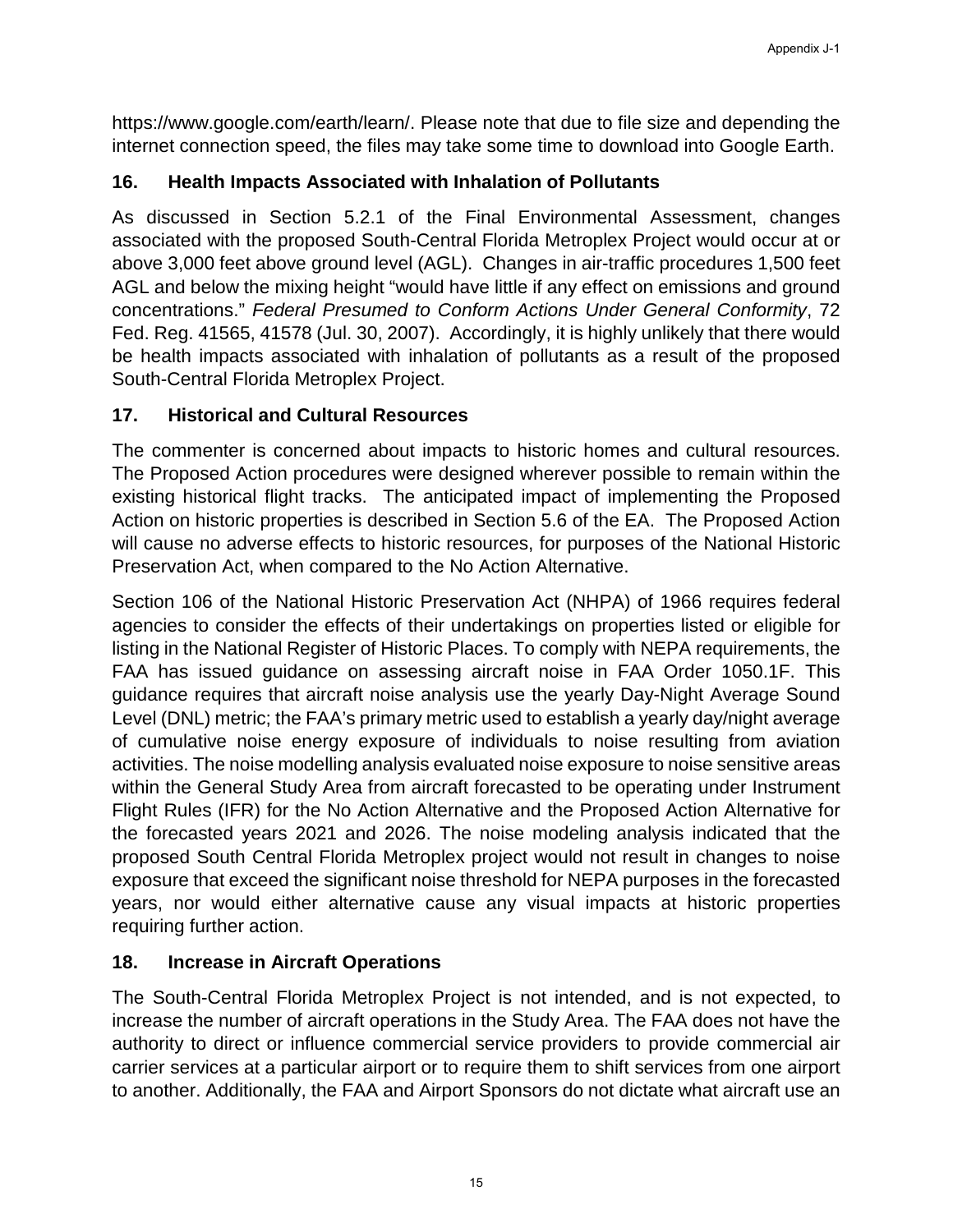https://www.google.com/earth/learn/. Please note that due to file size and depending the internet connection speed, the files may take some time to download into Google Earth.

### 16. Health Impacts Associated with Inhalation of Pollutants

As discussed in Section 5.2.1 of the Final Environmental Assessment, changes associated with the proposed South-Central Florida Metroplex Project would occur at or above 3,000 feet above ground level (AGL). Changes in air-traffic procedures 1,500 feet AGL and below the mixing height "would have little if any effect on emissions and ground concentrations." *Federal Presumed to Conform Actions Under General Conformity*, 72 Fed. Reg. 41565, 41578 (Jul. 30, 2007). Accordingly, it is highly unlikely that there would be health impacts associated with inhalation of pollutants as a result of the proposed South-Central Florida Metroplex Project.

### 17. Historical and Cultural Resources

The commenter is concerned about impacts to historic homes and cultural resources. The Proposed Action procedures were designed wherever possible to remain within the existing historical flight tracks. The anticipated impact of implementing the Proposed Action on historic properties is described in Section 5.6 of the EA. The Proposed Action will cause no adverse effects to historic resources, for purposes of the National Historic Preservation Act, when compared to the No Action Alternative.

Section 106 of the National Historic Preservation Act (NHPA) of 1966 requires federal agencies to consider the effects of their undertakings on properties listed or eligible for listing in the National Register of Historic Places. To comply with NEPA requirements, the FAA has issued guidance on assessing aircraft noise in FAA Order 1050.1F. This guidance requires that aircraft noise analysis use the yearly Day-Night Average Sound Level (DNL) metric; the FAA's primary metric used to establish a yearly day/night average of cumulative noise energy exposure of individuals to noise resulting from aviation activities. The noise modelling analysis evaluated noise exposure to noise sensitive areas within the General Study Area from aircraft forecasted to be operating under Instrument Flight Rules (IFR) for the No Action Alternative and the Proposed Action Alternative for the forecasted years 2021 and 2026. The noise modeling analysis indicated that the proposed South Central Florida Metroplex project would not result in changes to noise exposure that exceed the significant noise threshold for NEPA purposes in the forecasted years, nor would either alternative cause any visual impacts at historic properties requiring further action.

### 18. Increase in Aircraft Operations

The South-Central Florida Metroplex Project is not intended, and is not expected, to increase the number of aircraft operations in the Study Area. The FAA does not have the authority to direct or influence commercial service providers to provide commercial air carrier services at a particular airport or to require them to shift services from one airport to another. Additionally, the FAA and Airport Sponsors do not dictate what aircraft use an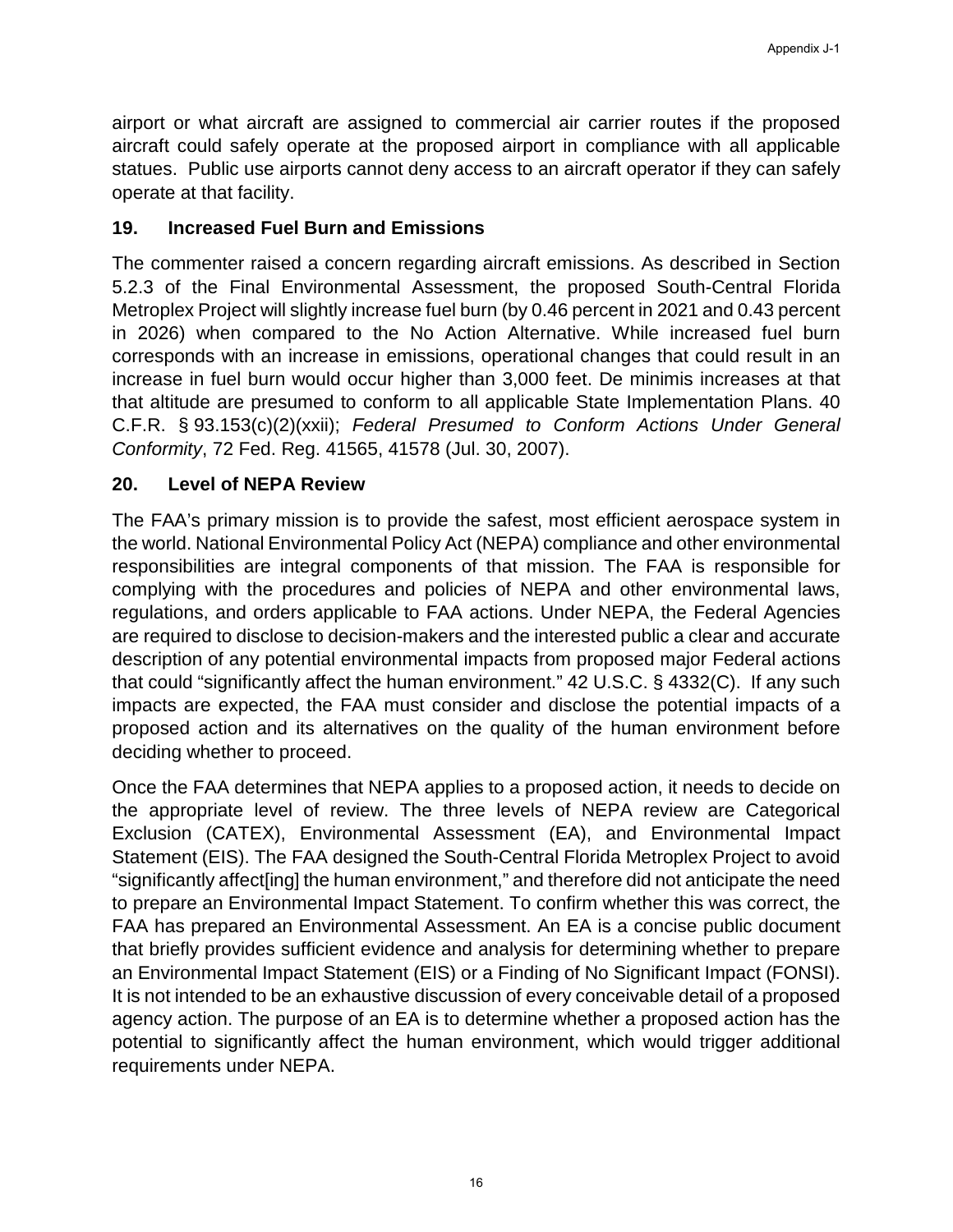airport or what aircraft are assigned to commercial air carrier routes if the proposed aircraft could safely operate at the proposed airport in compliance with all applicable statues. Public use airports cannot deny access to an aircraft operator if they can safely operate at that facility.

## 19. Increased Fuel Burn and Emissions

The commenter raised a concern regarding aircraft emissions. As described in Section 5.2.3 of the Final Environmental Assessment, the proposed South-Central Florida Metroplex Project will slightly increase fuel burn (by 0.46 percent in 2021 and 0.43 percent in 2026) when compared to the No Action Alternative. While increased fuel burn corresponds with an increase in emissions, operational changes that could result in an increase in fuel burn would occur higher than 3,000 feet. De minimis increases at that that altitude are presumed to conform to all applicable State Implementation Plans. 40 C.F.R. § 93.153(c)(2)(xxii); *Federal Presumed to Conform Actions Under General Conformity*, 72 Fed. Reg. 41565, 41578 (Jul. 30, 2007).

## 20. Level of NEPA Review

The FAA's primary mission is to provide the safest, most efficient aerospace system in the world. National Environmental Policy Act (NEPA) compliance and other environmental responsibilities are integral components of that mission. The FAA is responsible for complying with the procedures and policies of NEPA and other environmental laws, regulations, and orders applicable to FAA actions. Under NEPA, the Federal Agencies are required to disclose to decision-makers and the interested public a clear and accurate description of any potential environmental impacts from proposed major Federal actions that could "significantly affect the human environment." 42 U.S.C. § 4332(C). If any such impacts are expected, the FAA must consider and disclose the potential impacts of a proposed action and its alternatives on the quality of the human environment before deciding whether to proceed.

Once the FAA determines that NEPA applies to a proposed action, it needs to decide on the appropriate level of review. The three levels of NEPA review are Categorical Exclusion (CATEX), Environmental Assessment (EA), and Environmental Impact Statement (EIS). The FAA designed the South-Central Florida Metroplex Project to avoid "significantly affect[ing] the human environment," and therefore did not anticipate the need to prepare an Environmental Impact Statement. To confirm whether this was correct, the FAA has prepared an Environmental Assessment. An EA is a concise public document that briefly provides sufficient evidence and analysis for determining whether to prepare an Environmental Impact Statement (EIS) or a Finding of No Significant Impact (FONSI). It is not intended to be an exhaustive discussion of every conceivable detail of a proposed agency action. The purpose of an EA is to determine whether a proposed action has the potential to significantly affect the human environment, which would trigger additional requirements under NEPA.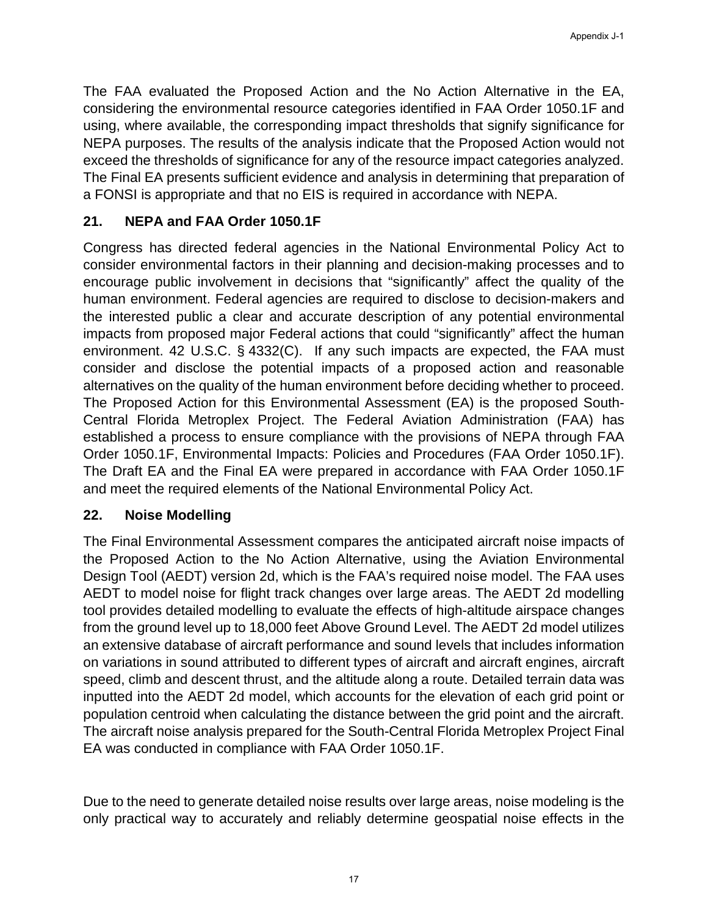The FAA evaluated the Proposed Action and the No Action Alternative in the EA, considering the environmental resource categories identified in FAA Order 1050.1F and using, where available, the corresponding impact thresholds that signify significance for NEPA purposes. The results of the analysis indicate that the Proposed Action would not exceed the thresholds of significance for any of the resource impact categories analyzed. The Final EA presents sufficient evidence and analysis in determining that preparation of a FONSI is appropriate and that no EIS is required in accordance with NEPA.

### 21. NEPA and FAA Order 1050.1F

Congress has directed federal agencies in the National Environmental Policy Act to consider environmental factors in their planning and decision-making processes and to encourage public involvement in decisions that "significantly" affect the quality of the human environment. Federal agencies are required to disclose to decision-makers and the interested public a clear and accurate description of any potential environmental impacts from proposed major Federal actions that could "significantly" affect the human environment. 42 U.S.C. § 4332(C). If any such impacts are expected, the FAA must consider and disclose the potential impacts of a proposed action and reasonable alternatives on the quality of the human environment before deciding whether to proceed. The Proposed Action for this Environmental Assessment (EA) is the proposed South-Central Florida Metroplex Project. The Federal Aviation Administration (FAA) has established a process to ensure compliance with the provisions of NEPA through FAA Order 1050.1F, Environmental Impacts: Policies and Procedures (FAA Order 1050.1F). The Draft EA and the Final EA were prepared in accordance with FAA Order 1050.1F and meet the required elements of the National Environmental Policy Act.

### 22. Noise Modelling

The Final Environmental Assessment compares the anticipated aircraft noise impacts of the Proposed Action to the No Action Alternative, using the Aviation Environmental Design Tool (AEDT) version 2d, which is the FAA's required noise model. The FAA uses AEDT to model noise for flight track changes over large areas. The AEDT 2d modelling tool provides detailed modelling to evaluate the effects of high-altitude airspace changes from the ground level up to 18,000 feet Above Ground Level. The AEDT 2d model utilizes an extensive database of aircraft performance and sound levels that includes information on variations in sound attributed to different types of aircraft and aircraft engines, aircraft speed, climb and descent thrust, and the altitude along a route. Detailed terrain data was inputted into the AEDT 2d model, which accounts for the elevation of each grid point or population centroid when calculating the distance between the grid point and the aircraft. The aircraft noise analysis prepared for the South-Central Florida Metroplex Project Final EA was conducted in compliance with FAA Order 1050.1F.

Due to the need to generate detailed noise results over large areas, noise modeling is the only practical way to accurately and reliably determine geospatial noise effects in the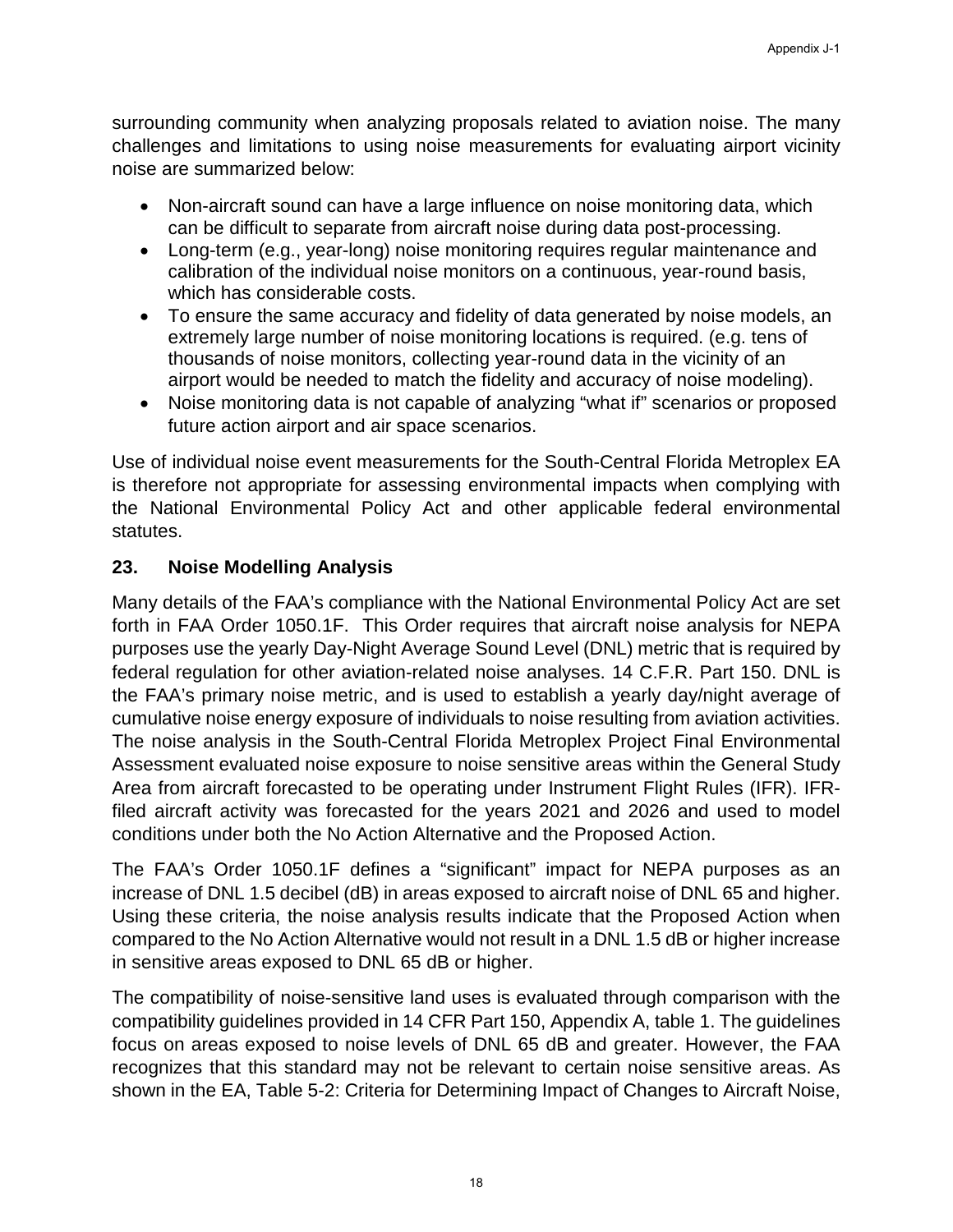surrounding community when analyzing proposals related to aviation noise. The many challenges and limitations to using noise measurements for evaluating airport vicinity noise are summarized below:

- Non-aircraft sound can have a large influence on noise monitoring data, which can be difficult to separate from aircraft noise during data post-processing.
- Long-term (e.g., year-long) noise monitoring requires regular maintenance and calibration of the individual noise monitors on a continuous, year-round basis, which has considerable costs.
- To ensure the same accuracy and fidelity of data generated by noise models, an extremely large number of noise monitoring locations is required. (e.g. tens of thousands of noise monitors, collecting year-round data in the vicinity of an airport would be needed to match the fidelity and accuracy of noise modeling).
- Noise monitoring data is not capable of analyzing "what if" scenarios or proposed future action airport and air space scenarios.

Use of individual noise event measurements for the South-Central Florida Metroplex EA is therefore not appropriate for assessing environmental impacts when complying with the National Environmental Policy Act and other applicable federal environmental statutes.

## 23. Noise Modelling Analysis

Many details of the FAA's compliance with the National Environmental Policy Act are set forth in FAA Order 1050.1F. This Order requires that aircraft noise analysis for NEPA purposes use the yearly Day-Night Average Sound Level (DNL) metric that is required by federal regulation for other aviation-related noise analyses. 14 C.F.R. Part 150. DNL is the FAA's primary noise metric, and is used to establish a yearly day/night average of cumulative noise energy exposure of individuals to noise resulting from aviation activities. The noise analysis in the South-Central Florida Metroplex Project Final Environmental Assessment evaluated noise exposure to noise sensitive areas within the General Study Area from aircraft forecasted to be operating under Instrument Flight Rules (IFR). IFR-filed aircraft activity was forecasted for the years 2021 and 2026 and used to model conditions under both the No Action Alternative and the Proposed Action.

The FAA's Order 1050.1F defines a "significant" impact for NEPA purposes as an increase of DNL 1.5 decibel (dB) in areas exposed to aircraft noise of DNL 65 and higher. Using these criteria, the noise analysis results indicate that the Proposed Action when compared to the No Action Alternative would not result in a DNL 1.5 dB or higher increase in sensitive areas exposed to DNL 65 dB or higher.

The compatibility of noise-sensitive land uses is evaluated through comparison with the compatibility guidelines provided in 14 CFR Part 150, Appendix A, table 1. The guidelines focus on areas exposed to noise levels of DNL 65 dB and greater. However, the FAA recognizes that this standard may not be relevant to certain noise sensitive areas. As shown in the EA, Table 5-2: Criteria for Determining Impact of Changes to Aircraft Noise,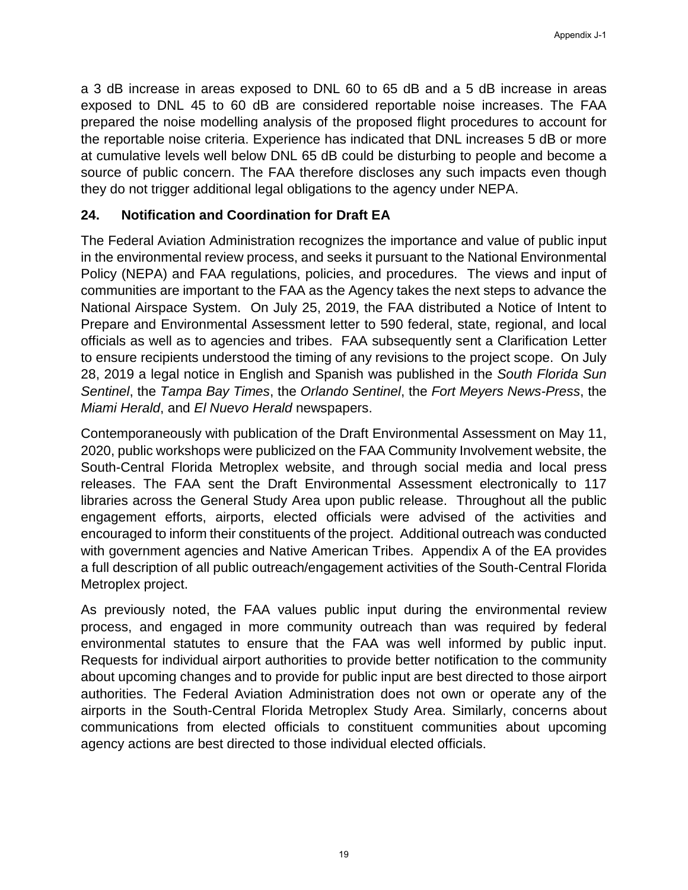a 3 dB increase in areas exposed to DNL 60 to 65 dB and a 5 dB increase in areas exposed to DNL 45 to 60 dB are considered reportable noise increases. The FAA prepared the noise modelling analysis of the proposed flight procedures to account for the reportable noise criteria. Experience has indicated that DNL increases 5 dB or more at cumulative levels well below DNL 65 dB could be disturbing to people and become a source of public concern. The FAA therefore discloses any such impacts even though they do not trigger additional legal obligations to the agency under NEPA.

## 24. Notification and Coordination for Draft EA

The Federal Aviation Administration recognizes the importance and value of public input in the environmental review process, and seeks it pursuant to the National Environmental Policy (NEPA) and FAA regulations, policies, and procedures. The views and input of communities are important to the FAA as the Agency takes the next steps to advance the National Airspace System. On July 25, 2019, the FAA distributed a Notice of Intent to Prepare and Environmental Assessment letter to 590 federal, state, regional, and local officials as well as to agencies and tribes. FAA subsequently sent a Clarification Letter to ensure recipients understood the timing of any revisions to the project scope. On July 28, 2019 a legal notice in English and Spanish was published in the *South Florida Sun Sentinel*, the *Tampa Bay Times*, the *Orlando Sentinel*, the *Fort Meyers News-Press*, the *Miami Herald*, and *El Nuevo Herald* newspapers.

Contemporaneously with publication of the Draft Environmental Assessment on May 11, 2020, public workshops were publicized on the FAA Community Involvement website, the South-Central Florida Metroplex website, and through social media and local press releases. The FAA sent the Draft Environmental Assessment electronically to 117 libraries across the General Study Area upon public release. Throughout all the public engagement efforts, airports, elected officials were advised of the activities and encouraged to inform their constituents of the project. Additional outreach was conducted with government agencies and Native American Tribes. Appendix A of the EA provides a full description of all public outreach/engagement activities of the South-Central Florida Metroplex project.

As previously noted, the FAA values public input during the environmental review process, and engaged in more community outreach than was required by federal environmental statutes to ensure that the FAA was well informed by public input. Requests for individual airport authorities to provide better notification to the community about upcoming changes and to provide for public input are best directed to those airport authorities. The Federal Aviation Administration does not own or operate any of the airports in the South-Central Florida Metroplex Study Area. Similarly, concerns about communications from elected officials to constituent communities about upcoming agency actions are best directed to those individual elected officials.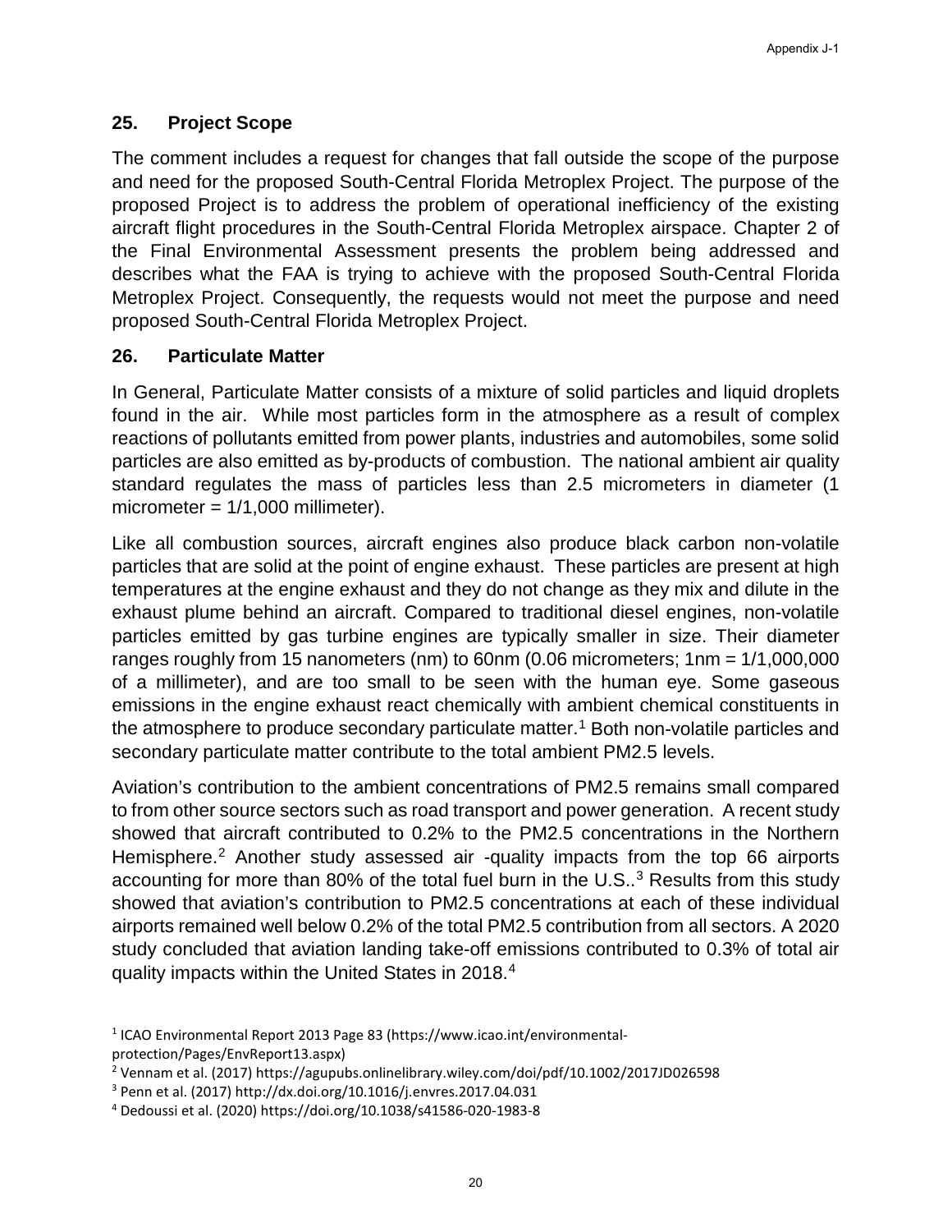## 25. Project Scope

The comment includes a request for changes that fall outside the scope of the purpose and need for the proposed South-Central Florida Metroplex Project. The purpose of the proposed Project is to address the problem of operational inefficiency of the existing aircraft flight procedures in the South-Central Florida Metroplex airspace. Chapter 2 of the Final Environmental Assessment presents the problem being addressed and describes what the FAA is trying to achieve with the proposed South-Central Florida Metroplex Project. Consequently, the requests would not meet the purpose and need proposed South-Central Florida Metroplex Project.

## 26. Particulate Matter

In General, Particulate Matter consists of a mixture of solid particles and liquid droplets found in the air. While most particles form in the atmosphere as a result of complex reactions of pollutants emitted from power plants, industries and automobiles, some solid particles are also emitted as by-products of combustion. The national ambient air quality standard regulates the mass of particles less than 2.5 micrometers in diameter (1 micrometer = 1/1,000 millimeter).

Like all combustion sources, aircraft engines also produce black carbon non-volatile particles that are solid at the point of engine exhaust. These particles are present at high temperatures at the engine exhaust and they do not change as they mix and dilute in the exhaust plume behind an aircraft. Compared to traditional diesel engines, non-volatile particles emitted by gas turbine engines are typically smaller in size. Their diameter ranges roughly from 15 nanometers (nm) to 60nm (0.06 micrometers; 1nm = 1/1,000,000 of a millimeter), and are too small to be seen with the human eye. Some gaseous emissions in the engine exhaust react chemically with ambient chemical constituents in the atmosphere to produce secondary particulate matter.[1] Both non-volatile particles and secondary particulate matter contribute to the total ambient PM2.5 levels.

Aviation's contribution to the ambient concentrations of PM2.5 remains small compared to from other source sectors such as road transport and power generation. A recent study showed that aircraft contributed to 0.2% to the PM2.5 concentrations in the Northern Hemisphere.[2] Another study assessed air -quality impacts from the top 66 airports accounting for more than 80% of the total fuel burn in the U.S..[3] Results from this study showed that aviation's contribution to PM2.5 concentrations at each of these individual airports remained well below 0.2% of the total PM2.5 contribution from all sectors. A 2020 study concluded that aviation landing take-off emissions contributed to 0.3% of total air quality impacts within the United States in 2018.[4]

---

[1] ICAO Environmental Report 2013 Page 83 (https://www.icao.int/environmental-protection/Pages/EnvReport13.aspx)

[2] Vennam et al. (2017) https://agupubs.onlinelibrary.wiley.com/doi/pdf/10.1002/2017JD026598

[3] Penn et al. (2017) http://dx.doi.org/10.1016/j.envres.2017.04.031

[4] Dedoussi et al. (2020) https://doi.org/10.1038/s41586-020-1983-8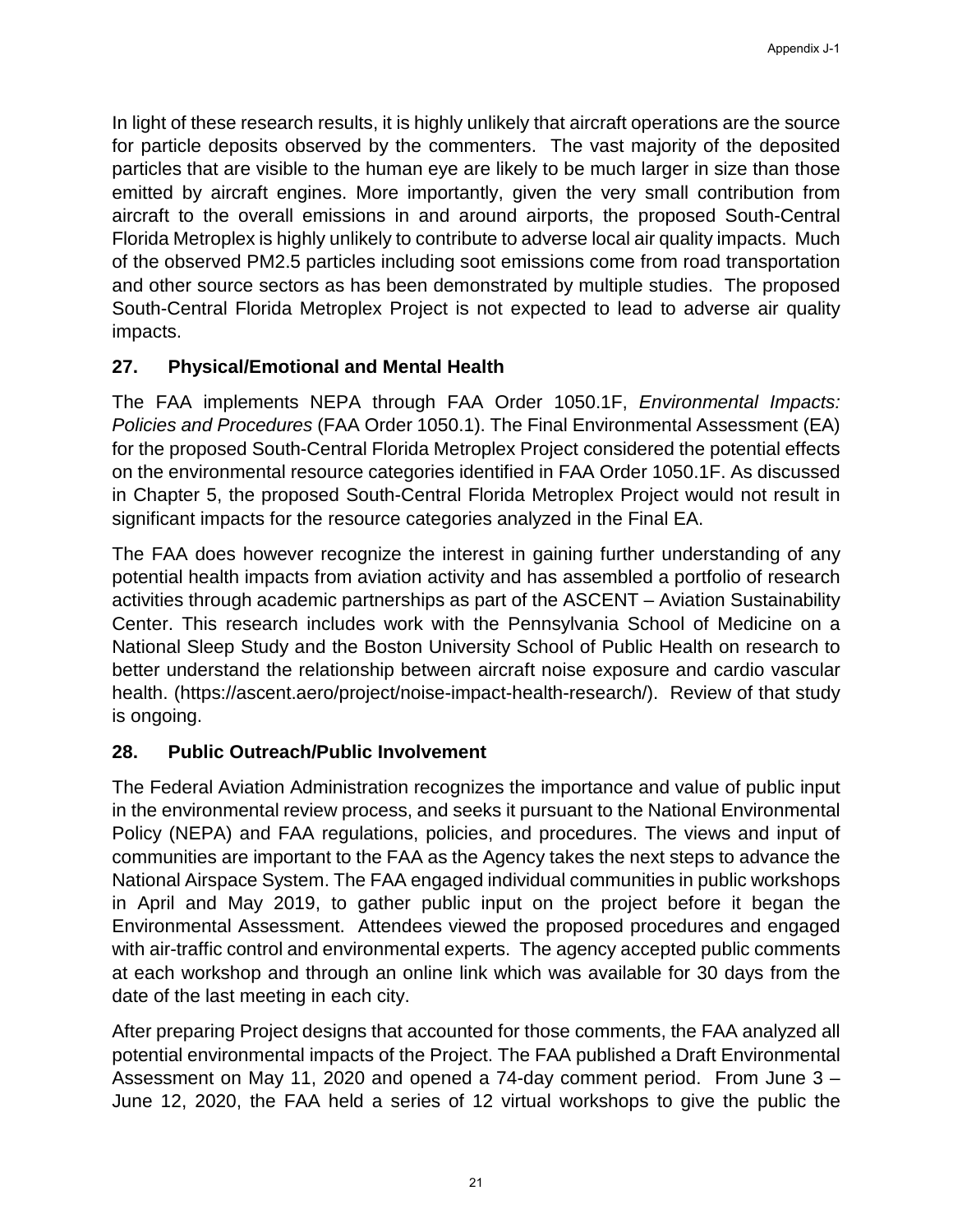In light of these research results, it is highly unlikely that aircraft operations are the source for particle deposits observed by the commenters. The vast majority of the deposited particles that are visible to the human eye are likely to be much larger in size than those emitted by aircraft engines. More importantly, given the very small contribution from aircraft to the overall emissions in and around airports, the proposed South-Central Florida Metroplex is highly unlikely to contribute to adverse local air quality impacts. Much of the observed PM2.5 particles including soot emissions come from road transportation and other source sectors as has been demonstrated by multiple studies. The proposed South-Central Florida Metroplex Project is not expected to lead to adverse air quality impacts.

## 27. Physical/Emotional and Mental Health

The FAA implements NEPA through FAA Order 1050.1F, *Environmental Impacts: Policies and Procedures* (FAA Order 1050.1). The Final Environmental Assessment (EA) for the proposed South-Central Florida Metroplex Project considered the potential effects on the environmental resource categories identified in FAA Order 1050.1F. As discussed in Chapter 5, the proposed South-Central Florida Metroplex Project would not result in significant impacts for the resource categories analyzed in the Final EA.

The FAA does however recognize the interest in gaining further understanding of any potential health impacts from aviation activity and has assembled a portfolio of research activities through academic partnerships as part of the ASCENT – Aviation Sustainability Center. This research includes work with the Pennsylvania School of Medicine on a National Sleep Study and the Boston University School of Public Health on research to better understand the relationship between aircraft noise exposure and cardio vascular health. (https://ascent.aero/project/noise-impact-health-research/). Review of that study is ongoing.

## 28. Public Outreach/Public Involvement

The Federal Aviation Administration recognizes the importance and value of public input in the environmental review process, and seeks it pursuant to the National Environmental Policy (NEPA) and FAA regulations, policies, and procedures. The views and input of communities are important to the FAA as the Agency takes the next steps to advance the National Airspace System. The FAA engaged individual communities in public workshops in April and May 2019, to gather public input on the project before it began the Environmental Assessment. Attendees viewed the proposed procedures and engaged with air-traffic control and environmental experts. The agency accepted public comments at each workshop and through an online link which was available for 30 days from the date of the last meeting in each city.

After preparing Project designs that accounted for those comments, the FAA analyzed all potential environmental impacts of the Project. The FAA published a Draft Environmental Assessment on May 11, 2020 and opened a 74-day comment period. From June 3 – June 12, 2020, the FAA held a series of 12 virtual workshops to give the public the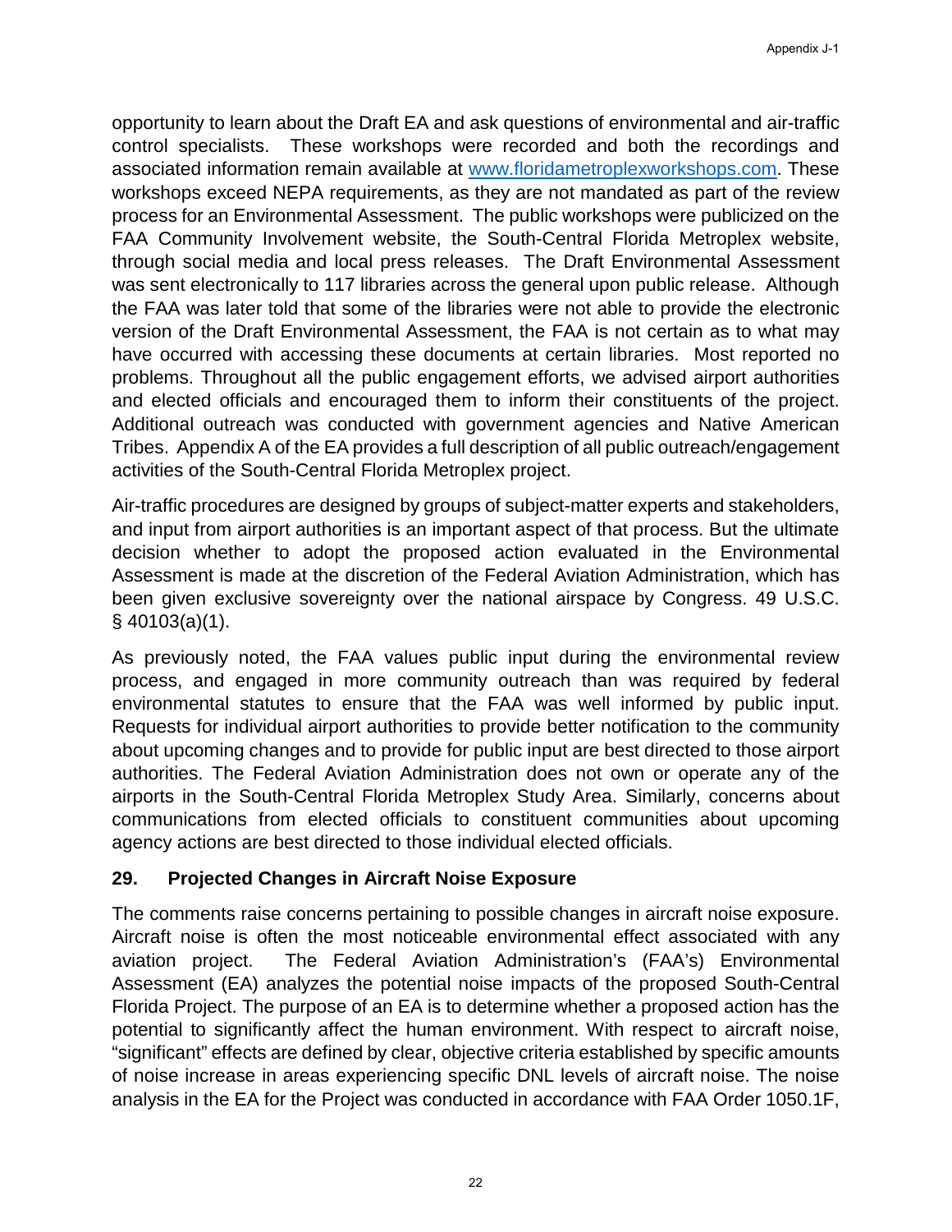opportunity to learn about the Draft EA and ask questions of environmental and air-traffic control specialists. These workshops were recorded and both the recordings and associated information remain available at [www.floridametroplexworkshops.com](http://www.floridametroplexworkshops.com). These workshops exceed NEPA requirements, as they are not mandated as part of the review process for an Environmental Assessment. The public workshops were publicized on the FAA Community Involvement website, the South-Central Florida Metroplex website, through social media and local press releases. The Draft Environmental Assessment was sent electronically to 117 libraries across the general upon public release. Although the FAA was later told that some of the libraries were not able to provide the electronic version of the Draft Environmental Assessment, the FAA is not certain as to what may have occurred with accessing these documents at certain libraries. Most reported no problems. Throughout all the public engagement efforts, we advised airport authorities and elected officials and encouraged them to inform their constituents of the project. Additional outreach was conducted with government agencies and Native American Tribes. Appendix A of the EA provides a full description of all public outreach/engagement activities of the South-Central Florida Metroplex project.

Air-traffic procedures are designed by groups of subject-matter experts and stakeholders, and input from airport authorities is an important aspect of that process. But the ultimate decision whether to adopt the proposed action evaluated in the Environmental Assessment is made at the discretion of the Federal Aviation Administration, which has been given exclusive sovereignty over the national airspace by Congress. 49 U.S.C. § 40103(a)(1).

As previously noted, the FAA values public input during the environmental review process, and engaged in more community outreach than was required by federal environmental statutes to ensure that the FAA was well informed by public input. Requests for individual airport authorities to provide better notification to the community about upcoming changes and to provide for public input are best directed to those airport authorities. The Federal Aviation Administration does not own or operate any of the airports in the South-Central Florida Metroplex Study Area. Similarly, concerns about communications from elected officials to constituent communities about upcoming agency actions are best directed to those individual elected officials.

### 29. Projected Changes in Aircraft Noise Exposure

The comments raise concerns pertaining to possible changes in aircraft noise exposure. Aircraft noise is often the most noticeable environmental effect associated with any aviation project. The Federal Aviation Administration's (FAA's) Environmental Assessment (EA) analyzes the potential noise impacts of the proposed South-Central Florida Project. The purpose of an EA is to determine whether a proposed action has the potential to significantly affect the human environment. With respect to aircraft noise, "significant" effects are defined by clear, objective criteria established by specific amounts of noise increase in areas experiencing specific DNL levels of aircraft noise. The noise analysis in the EA for the Project was conducted in accordance with FAA Order 1050.1F,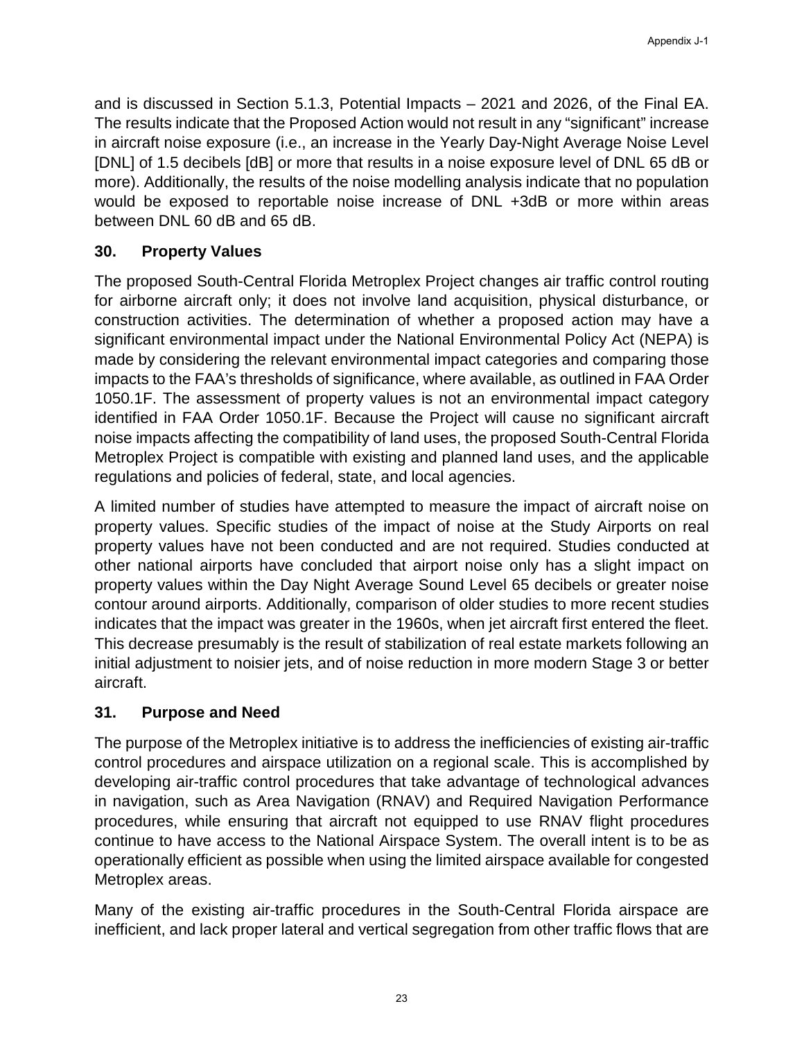and is discussed in Section 5.1.3, Potential Impacts – 2021 and 2026, of the Final EA. The results indicate that the Proposed Action would not result in any "significant" increase in aircraft noise exposure (i.e., an increase in the Yearly Day-Night Average Noise Level [DNL] of 1.5 decibels [dB] or more that results in a noise exposure level of DNL 65 dB or more). Additionally, the results of the noise modelling analysis indicate that no population would be exposed to reportable noise increase of DNL +3dB or more within areas between DNL 60 dB and 65 dB.

### 30. Property Values

The proposed South-Central Florida Metroplex Project changes air traffic control routing for airborne aircraft only; it does not involve land acquisition, physical disturbance, or construction activities. The determination of whether a proposed action may have a significant environmental impact under the National Environmental Policy Act (NEPA) is made by considering the relevant environmental impact categories and comparing those impacts to the FAA's thresholds of significance, where available, as outlined in FAA Order 1050.1F. The assessment of property values is not an environmental impact category identified in FAA Order 1050.1F. Because the Project will cause no significant aircraft noise impacts affecting the compatibility of land uses, the proposed South-Central Florida Metroplex Project is compatible with existing and planned land uses, and the applicable regulations and policies of federal, state, and local agencies.

A limited number of studies have attempted to measure the impact of aircraft noise on property values. Specific studies of the impact of noise at the Study Airports on real property values have not been conducted and are not required. Studies conducted at other national airports have concluded that airport noise only has a slight impact on property values within the Day Night Average Sound Level 65 decibels or greater noise contour around airports. Additionally, comparison of older studies to more recent studies indicates that the impact was greater in the 1960s, when jet aircraft first entered the fleet. This decrease presumably is the result of stabilization of real estate markets following an initial adjustment to noisier jets, and of noise reduction in more modern Stage 3 or better aircraft.

### 31. Purpose and Need

The purpose of the Metroplex initiative is to address the inefficiencies of existing air-traffic control procedures and airspace utilization on a regional scale. This is accomplished by developing air-traffic control procedures that take advantage of technological advances in navigation, such as Area Navigation (RNAV) and Required Navigation Performance procedures, while ensuring that aircraft not equipped to use RNAV flight procedures continue to have access to the National Airspace System. The overall intent is to be as operationally efficient as possible when using the limited airspace available for congested Metroplex areas.

Many of the existing air-traffic procedures in the South-Central Florida airspace are inefficient, and lack proper lateral and vertical segregation from other traffic flows that are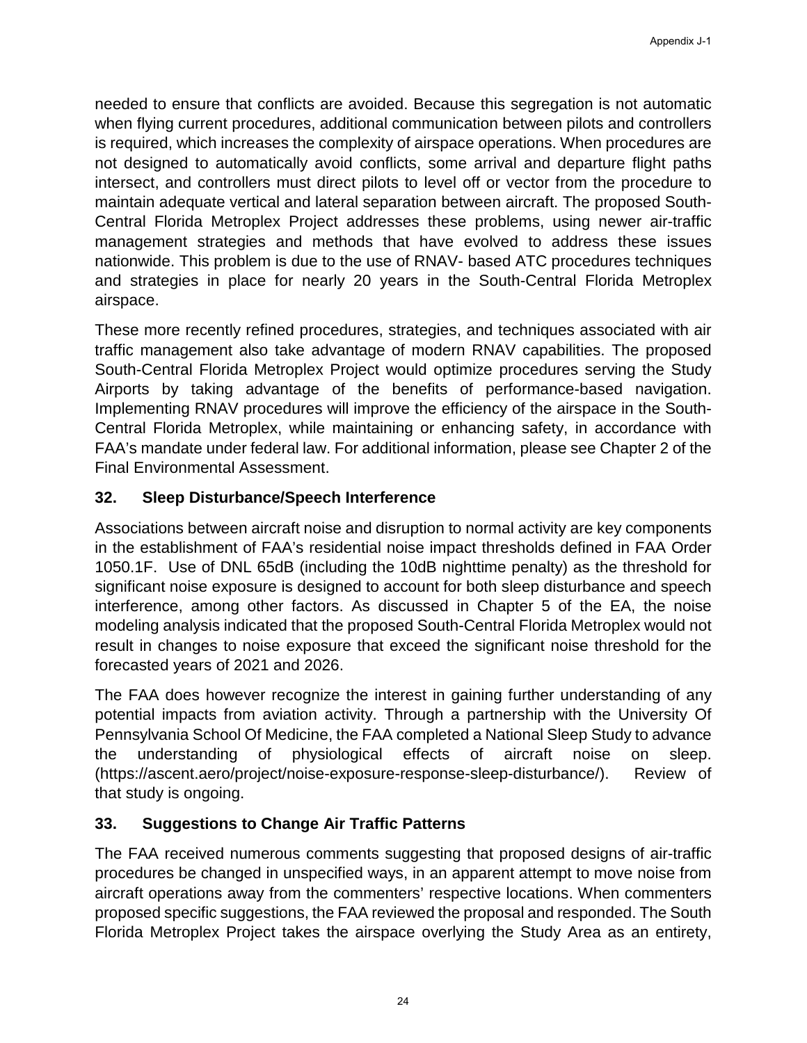needed to ensure that conflicts are avoided. Because this segregation is not automatic when flying current procedures, additional communication between pilots and controllers is required, which increases the complexity of airspace operations. When procedures are not designed to automatically avoid conflicts, some arrival and departure flight paths intersect, and controllers must direct pilots to level off or vector from the procedure to maintain adequate vertical and lateral separation between aircraft. The proposed South-Central Florida Metroplex Project addresses these problems, using newer air-traffic management strategies and methods that have evolved to address these issues nationwide. This problem is due to the use of RNAV- based ATC procedures techniques and strategies in place for nearly 20 years in the South-Central Florida Metroplex airspace.

These more recently refined procedures, strategies, and techniques associated with air traffic management also take advantage of modern RNAV capabilities. The proposed South-Central Florida Metroplex Project would optimize procedures serving the Study Airports by taking advantage of the benefits of performance-based navigation. Implementing RNAV procedures will improve the efficiency of the airspace in the South-Central Florida Metroplex, while maintaining or enhancing safety, in accordance with FAA's mandate under federal law. For additional information, please see Chapter 2 of the Final Environmental Assessment.

### 32. Sleep Disturbance/Speech Interference

Associations between aircraft noise and disruption to normal activity are key components in the establishment of FAA's residential noise impact thresholds defined in FAA Order 1050.1F. Use of DNL 65dB (including the 10dB nighttime penalty) as the threshold for significant noise exposure is designed to account for both sleep disturbance and speech interference, among other factors. As discussed in Chapter 5 of the EA, the noise modeling analysis indicated that the proposed South-Central Florida Metroplex would not result in changes to noise exposure that exceed the significant noise threshold for the forecasted years of 2021 and 2026.

The FAA does however recognize the interest in gaining further understanding of any potential impacts from aviation activity. Through a partnership with the University Of Pennsylvania School Of Medicine, the FAA completed a National Sleep Study to advance the understanding of physiological effects of aircraft noise on sleep. (https://ascent.aero/project/noise-exposure-response-sleep-disturbance/). Review of that study is ongoing.

### 33. Suggestions to Change Air Traffic Patterns

The FAA received numerous comments suggesting that proposed designs of air-traffic procedures be changed in unspecified ways, in an apparent attempt to move noise from aircraft operations away from the commenters' respective locations. When commenters proposed specific suggestions, the FAA reviewed the proposal and responded. The South Florida Metroplex Project takes the airspace overlying the Study Area as an entirety,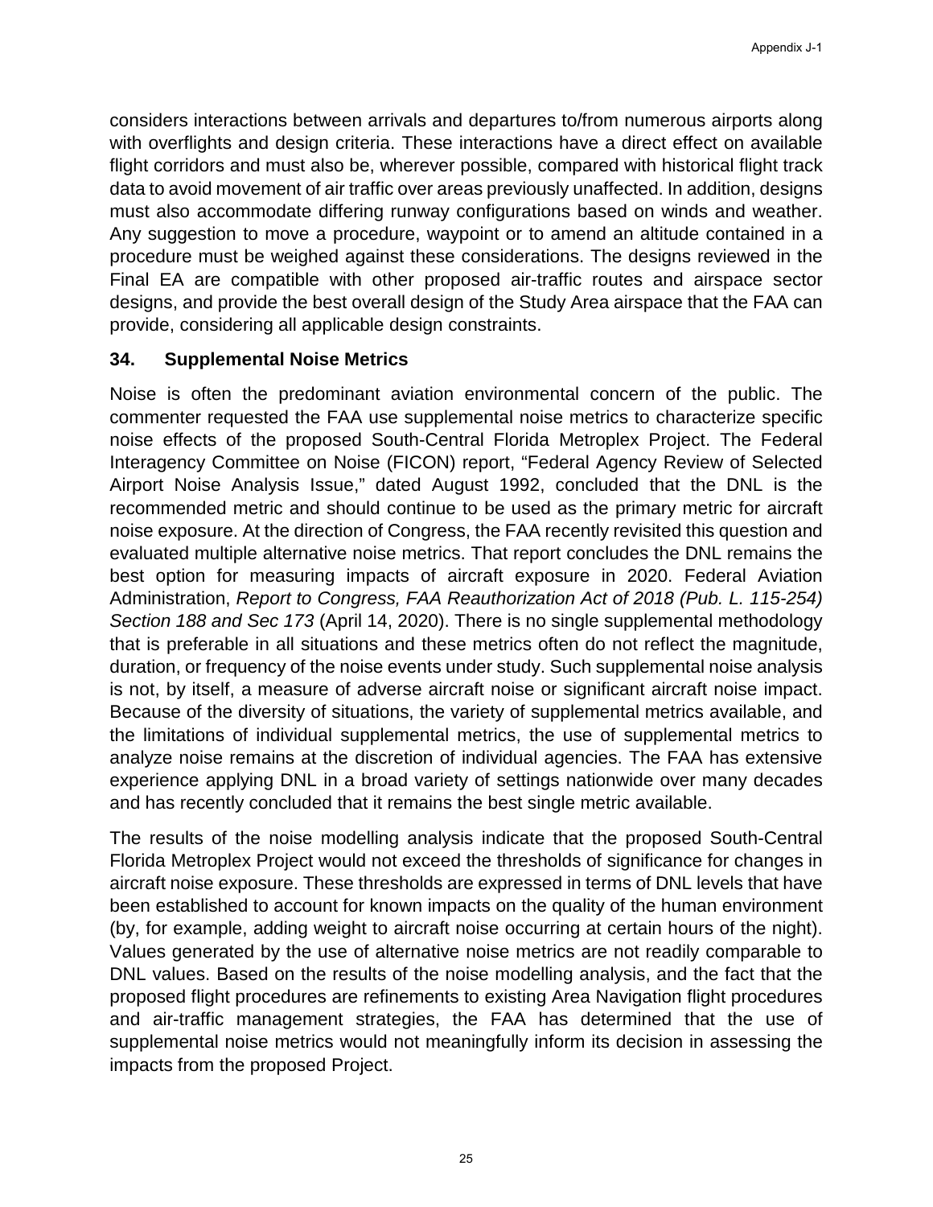considers interactions between arrivals and departures to/from numerous airports along with overflights and design criteria. These interactions have a direct effect on available flight corridors and must also be, wherever possible, compared with historical flight track data to avoid movement of air traffic over areas previously unaffected. In addition, designs must also accommodate differing runway configurations based on winds and weather. Any suggestion to move a procedure, waypoint or to amend an altitude contained in a procedure must be weighed against these considerations. The designs reviewed in the Final EA are compatible with other proposed air-traffic routes and airspace sector designs, and provide the best overall design of the Study Area airspace that the FAA can provide, considering all applicable design constraints.

### 34. Supplemental Noise Metrics

Noise is often the predominant aviation environmental concern of the public. The commenter requested the FAA use supplemental noise metrics to characterize specific noise effects of the proposed South-Central Florida Metroplex Project. The Federal Interagency Committee on Noise (FICON) report, "Federal Agency Review of Selected Airport Noise Analysis Issue," dated August 1992, concluded that the DNL is the recommended metric and should continue to be used as the primary metric for aircraft noise exposure. At the direction of Congress, the FAA recently revisited this question and evaluated multiple alternative noise metrics. That report concludes the DNL remains the best option for measuring impacts of aircraft exposure in 2020. Federal Aviation Administration, *Report to Congress, FAA Reauthorization Act of 2018 (Pub. L. 115-254) Section 188 and Sec 173* (April 14, 2020). There is no single supplemental methodology that is preferable in all situations and these metrics often do not reflect the magnitude, duration, or frequency of the noise events under study. Such supplemental noise analysis is not, by itself, a measure of adverse aircraft noise or significant aircraft noise impact. Because of the diversity of situations, the variety of supplemental metrics available, and the limitations of individual supplemental metrics, the use of supplemental metrics to analyze noise remains at the discretion of individual agencies. The FAA has extensive experience applying DNL in a broad variety of settings nationwide over many decades and has recently concluded that it remains the best single metric available.

The results of the noise modelling analysis indicate that the proposed South-Central Florida Metroplex Project would not exceed the thresholds of significance for changes in aircraft noise exposure. These thresholds are expressed in terms of DNL levels that have been established to account for known impacts on the quality of the human environment (by, for example, adding weight to aircraft noise occurring at certain hours of the night). Values generated by the use of alternative noise metrics are not readily comparable to DNL values. Based on the results of the noise modelling analysis, and the fact that the proposed flight procedures are refinements to existing Area Navigation flight procedures and air-traffic management strategies, the FAA has determined that the use of supplemental noise metrics would not meaningfully inform its decision in assessing the impacts from the proposed Project.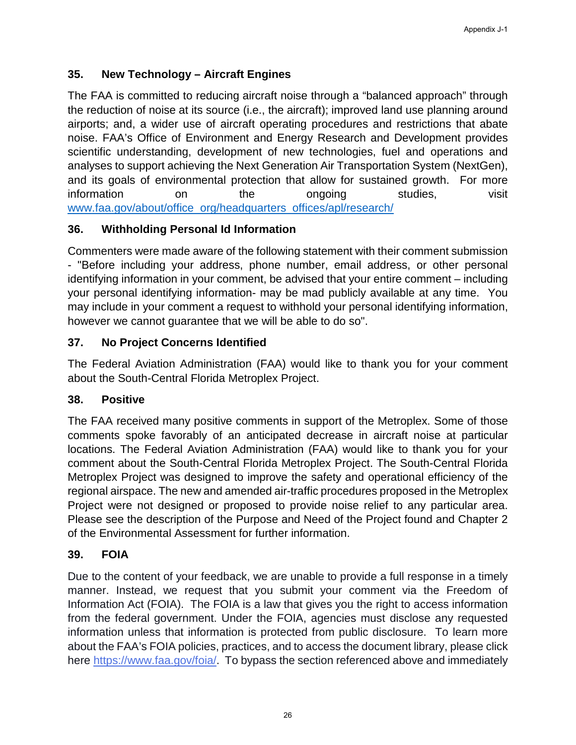### 35. New Technology – Aircraft Engines

The FAA is committed to reducing aircraft noise through a "balanced approach" through the reduction of noise at its source (i.e., the aircraft); improved land use planning around airports; and, a wider use of aircraft operating procedures and restrictions that abate noise. FAA's Office of Environment and Energy Research and Development provides scientific understanding, development of new technologies, fuel and operations and analyses to support achieving the Next Generation Air Transportation System (NextGen), and its goals of environmental protection that allow for sustained growth. For more information on the ongoing studies, visit [www.faa.gov/about/office_org/headquarters_offices/apl/research/](www.faa.gov/about/office_org/headquarters_offices/apl/research/)

### 36. Withholding Personal Id Information

Commenters were made aware of the following statement with their comment submission - "Before including your address, phone number, email address, or other personal identifying information in your comment, be advised that your entire comment – including your personal identifying information- may be mad publicly available at any time. You may include in your comment a request to withhold your personal identifying information, however we cannot guarantee that we will be able to do so".

### 37. No Project Concerns Identified

The Federal Aviation Administration (FAA) would like to thank you for your comment about the South-Central Florida Metroplex Project.

### 38. Positive

The FAA received many positive comments in support of the Metroplex. Some of those comments spoke favorably of an anticipated decrease in aircraft noise at particular locations. The Federal Aviation Administration (FAA) would like to thank you for your comment about the South-Central Florida Metroplex Project. The South-Central Florida Metroplex Project was designed to improve the safety and operational efficiency of the regional airspace. The new and amended air-traffic procedures proposed in the Metroplex Project were not designed or proposed to provide noise relief to any particular area. Please see the description of the Purpose and Need of the Project found and Chapter 2 of the Environmental Assessment for further information.

### 39. FOIA

Due to the content of your feedback, we are unable to provide a full response in a timely manner. Instead, we request that you submit your comment via the Freedom of Information Act (FOIA). The FOIA is a law that gives you the right to access information from the federal government. Under the FOIA, agencies must disclose any requested information unless that information is protected from public disclosure. To learn more about the FAA's FOIA policies, practices, and to access the document library, please click here [https://www.faa.gov/foia/](https://www.faa.gov/foia/). To bypass the section referenced above and immediately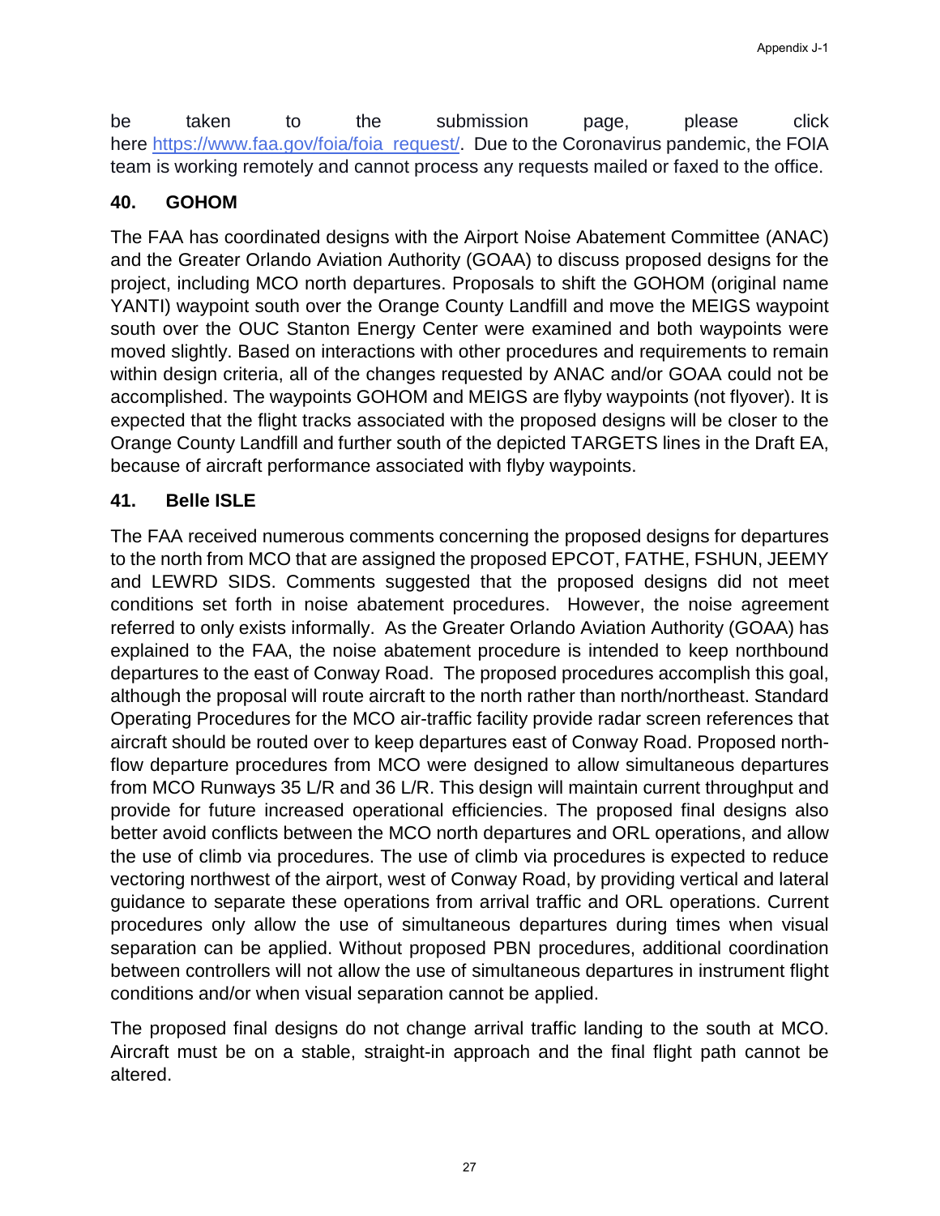be taken to the submission page, please click here [https://www.faa.gov/foia/foia_request/](https://www.faa.gov/foia/foia_request/). Due to the Coronavirus pandemic, the FOIA team is working remotely and cannot process any requests mailed or faxed to the office.

**40. GOHOM**

The FAA has coordinated designs with the Airport Noise Abatement Committee (ANAC) and the Greater Orlando Aviation Authority (GOAA) to discuss proposed designs for the project, including MCO north departures. Proposals to shift the GOHOM (original name YANTI) waypoint south over the Orange County Landfill and move the MEIGS waypoint south over the OUC Stanton Energy Center were examined and both waypoints were moved slightly. Based on interactions with other procedures and requirements to remain within design criteria, all of the changes requested by ANAC and/or GOAA could not be accomplished. The waypoints GOHOM and MEIGS are flyby waypoints (not flyover). It is expected that the flight tracks associated with the proposed designs will be closer to the Orange County Landfill and further south of the depicted TARGETS lines in the Draft EA, because of aircraft performance associated with flyby waypoints.

**41. Belle ISLE**

The FAA received numerous comments concerning the proposed designs for departures to the north from MCO that are assigned the proposed EPCOT, FATHE, FSHUN, JEEMY and LEWRD SIDS. Comments suggested that the proposed designs did not meet conditions set forth in noise abatement procedures. However, the noise agreement referred to only exists informally. As the Greater Orlando Aviation Authority (GOAA) has explained to the FAA, the noise abatement procedure is intended to keep northbound departures to the east of Conway Road. The proposed procedures accomplish this goal, although the proposal will route aircraft to the north rather than north/northeast. Standard Operating Procedures for the MCO air-traffic facility provide radar screen references that aircraft should be routed over to keep departures east of Conway Road. Proposed north-flow departure procedures from MCO were designed to allow simultaneous departures from MCO Runways 35 L/R and 36 L/R. This design will maintain current throughput and provide for future increased operational efficiencies. The proposed final designs also better avoid conflicts between the MCO north departures and ORL operations, and allow the use of climb via procedures. The use of climb via procedures is expected to reduce vectoring northwest of the airport, west of Conway Road, by providing vertical and lateral guidance to separate these operations from arrival traffic and ORL operations. Current procedures only allow the use of simultaneous departures during times when visual separation can be applied. Without proposed PBN procedures, additional coordination between controllers will not allow the use of simultaneous departures in instrument flight conditions and/or when visual separation cannot be applied.

The proposed final designs do not change arrival traffic landing to the south at MCO. Aircraft must be on a stable, straight-in approach and the final flight path cannot be altered.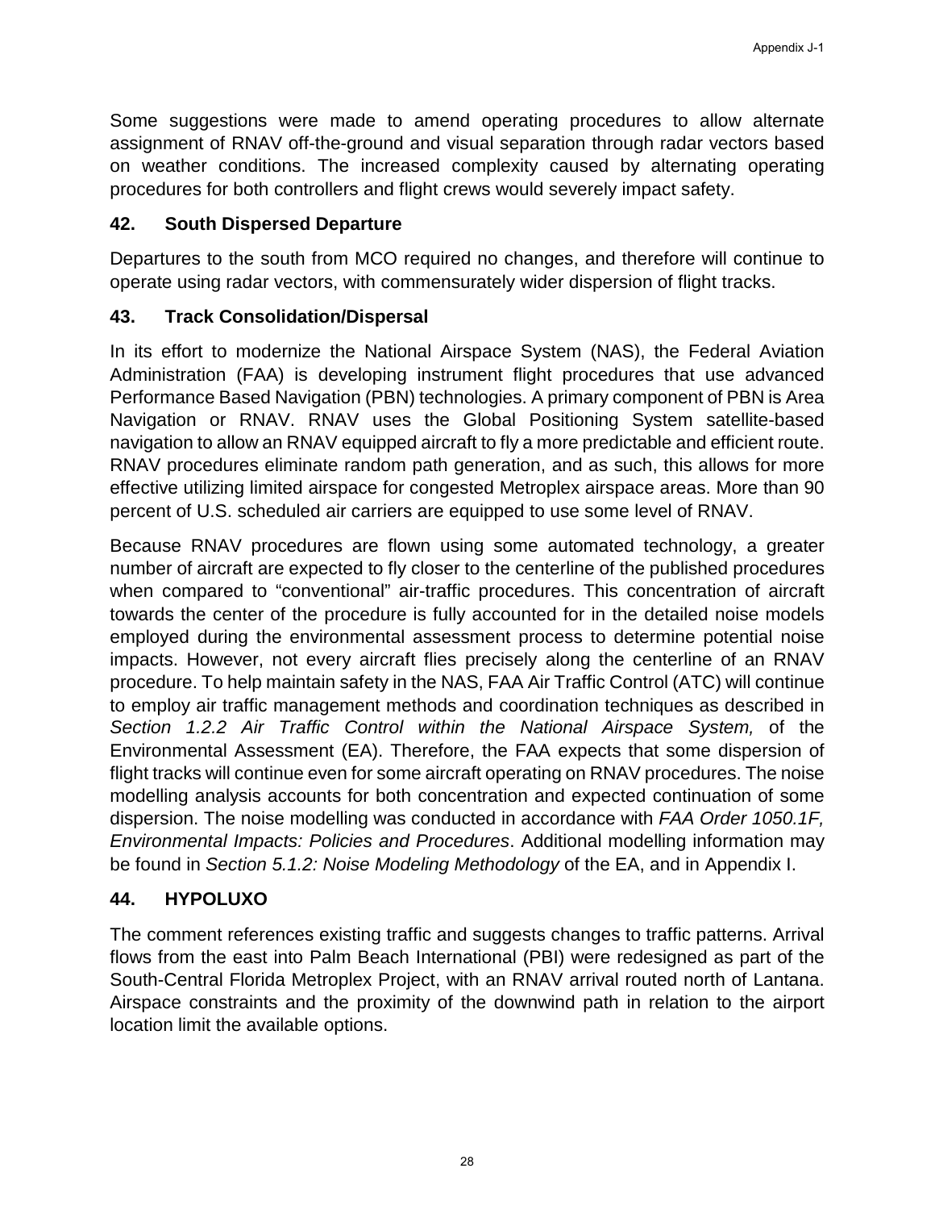Some suggestions were made to amend operating procedures to allow alternate assignment of RNAV off-the-ground and visual separation through radar vectors based on weather conditions. The increased complexity caused by alternating operating procedures for both controllers and flight crews would severely impact safety.

### 42. South Dispersed Departure

Departures to the south from MCO required no changes, and therefore will continue to operate using radar vectors, with commensurately wider dispersion of flight tracks.

### 43. Track Consolidation/Dispersal

In its effort to modernize the National Airspace System (NAS), the Federal Aviation Administration (FAA) is developing instrument flight procedures that use advanced Performance Based Navigation (PBN) technologies. A primary component of PBN is Area Navigation or RNAV. RNAV uses the Global Positioning System satellite-based navigation to allow an RNAV equipped aircraft to fly a more predictable and efficient route. RNAV procedures eliminate random path generation, and as such, this allows for more effective utilizing limited airspace for congested Metroplex airspace areas. More than 90 percent of U.S. scheduled air carriers are equipped to use some level of RNAV.

Because RNAV procedures are flown using some automated technology, a greater number of aircraft are expected to fly closer to the centerline of the published procedures when compared to "conventional" air-traffic procedures. This concentration of aircraft towards the center of the procedure is fully accounted for in the detailed noise models employed during the environmental assessment process to determine potential noise impacts. However, not every aircraft flies precisely along the centerline of an RNAV procedure. To help maintain safety in the NAS, FAA Air Traffic Control (ATC) will continue to employ air traffic management methods and coordination techniques as described in *Section 1.2.2 Air Traffic Control within the National Airspace System,* of the Environmental Assessment (EA). Therefore, the FAA expects that some dispersion of flight tracks will continue even for some aircraft operating on RNAV procedures. The noise modelling analysis accounts for both concentration and expected continuation of some dispersion. The noise modelling was conducted in accordance with *FAA Order 1050.1F, Environmental Impacts: Policies and Procedures*. Additional modelling information may be found in *Section 5.1.2: Noise Modeling Methodology* of the EA, and in Appendix I.

### 44. HYPOLUXO

The comment references existing traffic and suggests changes to traffic patterns. Arrival flows from the east into Palm Beach International (PBI) were redesigned as part of the South-Central Florida Metroplex Project, with an RNAV arrival routed north of Lantana. Airspace constraints and the proximity of the downwind path in relation to the airport location limit the available options.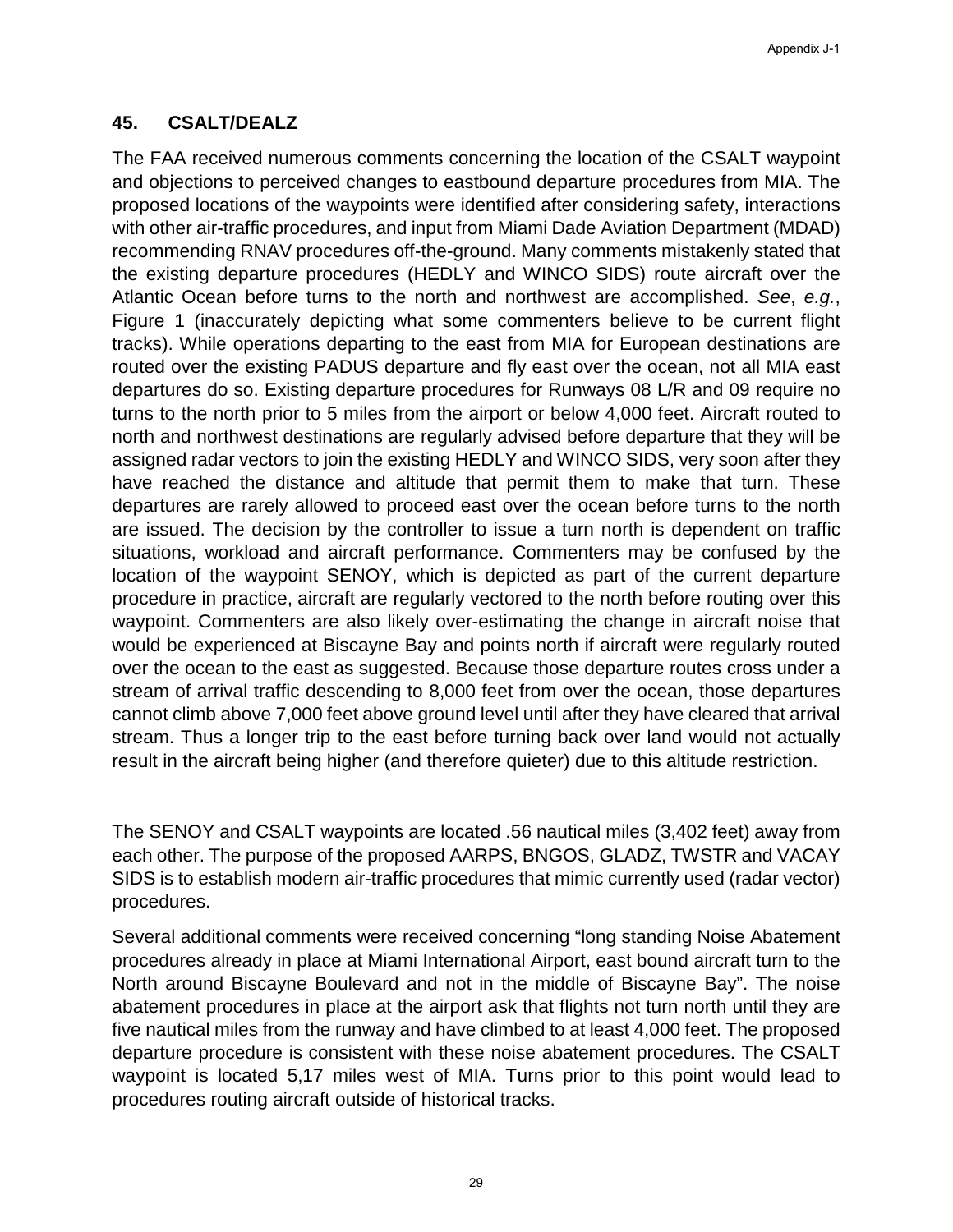## 45. CSALT/DEALZ

The FAA received numerous comments concerning the location of the CSALT waypoint and objections to perceived changes to eastbound departure procedures from MIA. The proposed locations of the waypoints were identified after considering safety, interactions with other air-traffic procedures, and input from Miami Dade Aviation Department (MDAD) recommending RNAV procedures off-the-ground. Many comments mistakenly stated that the existing departure procedures (HEDLY and WINCO SIDS) route aircraft over the Atlantic Ocean before turns to the north and northwest are accomplished. *See*, *e.g.*, Figure 1 (inaccurately depicting what some commenters believe to be current flight tracks). While operations departing to the east from MIA for European destinations are routed over the existing PADUS departure and fly east over the ocean, not all MIA east departures do so. Existing departure procedures for Runways 08 L/R and 09 require no turns to the north prior to 5 miles from the airport or below 4,000 feet. Aircraft routed to north and northwest destinations are regularly advised before departure that they will be assigned radar vectors to join the existing HEDLY and WINCO SIDS, very soon after they have reached the distance and altitude that permit them to make that turn. These departures are rarely allowed to proceed east over the ocean before turns to the north are issued. The decision by the controller to issue a turn north is dependent on traffic situations, workload and aircraft performance. Commenters may be confused by the location of the waypoint SENOY, which is depicted as part of the current departure procedure in practice, aircraft are regularly vectored to the north before routing over this waypoint. Commenters are also likely over-estimating the change in aircraft noise that would be experienced at Biscayne Bay and points north if aircraft were regularly routed over the ocean to the east as suggested. Because those departure routes cross under a stream of arrival traffic descending to 8,000 feet from over the ocean, those departures cannot climb above 7,000 feet above ground level until after they have cleared that arrival stream. Thus a longer trip to the east before turning back over land would not actually result in the aircraft being higher (and therefore quieter) due to this altitude restriction.

The SENOY and CSALT waypoints are located .56 nautical miles (3,402 feet) away from each other. The purpose of the proposed AARPS, BNGOS, GLADZ, TWSTR and VACAY SIDS is to establish modern air-traffic procedures that mimic currently used (radar vector) procedures.

Several additional comments were received concerning "long standing Noise Abatement procedures already in place at Miami International Airport, east bound aircraft turn to the North around Biscayne Boulevard and not in the middle of Biscayne Bay". The noise abatement procedures in place at the airport ask that flights not turn north until they are five nautical miles from the runway and have climbed to at least 4,000 feet. The proposed departure procedure is consistent with these noise abatement procedures. The CSALT waypoint is located 5,17 miles west of MIA. Turns prior to this point would lead to procedures routing aircraft outside of historical tracks.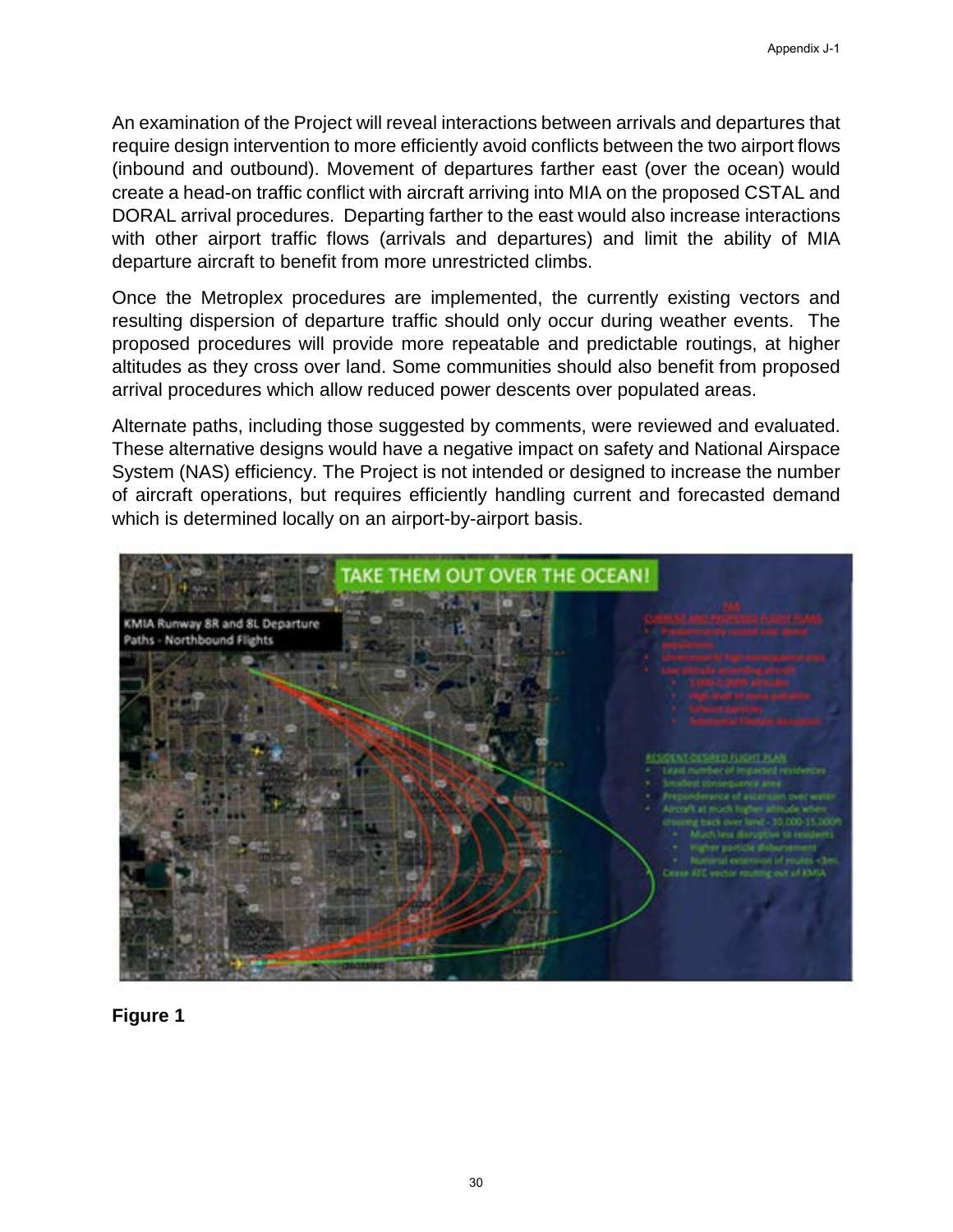An examination of the Project will reveal interactions between arrivals and departures that require design intervention to more efficiently avoid conflicts between the two airport flows (inbound and outbound). Movement of departures farther east (over the ocean) would create a head-on traffic conflict with aircraft arriving into MIA on the proposed CSTAL and DORAL arrival procedures. Departing farther to the east would also increase interactions with other airport traffic flows (arrivals and departures) and limit the ability of MIA departure aircraft to benefit from more unrestricted climbs.

Once the Metroplex procedures are implemented, the currently existing vectors and resulting dispersion of departure traffic should only occur during weather events. The proposed procedures will provide more repeatable and predictable routings, at higher altitudes as they cross over land. Some communities should also benefit from proposed arrival procedures which allow reduced power descents over populated areas.

Alternate paths, including those suggested by comments, were reviewed and evaluated. These alternative designs would have a negative impact on safety and National Airspace System (NAS) efficiency. The Project is not intended or designed to increase the number of aircraft operations, but requires efficiently handling current and forecasted demand which is determined locally on an airport-by-airport basis.

TAKE THEM OUT OVER THE OCEAN!

KMIA Runway 8R and 8L Departure Paths - Northbound Flights

**Figure 1**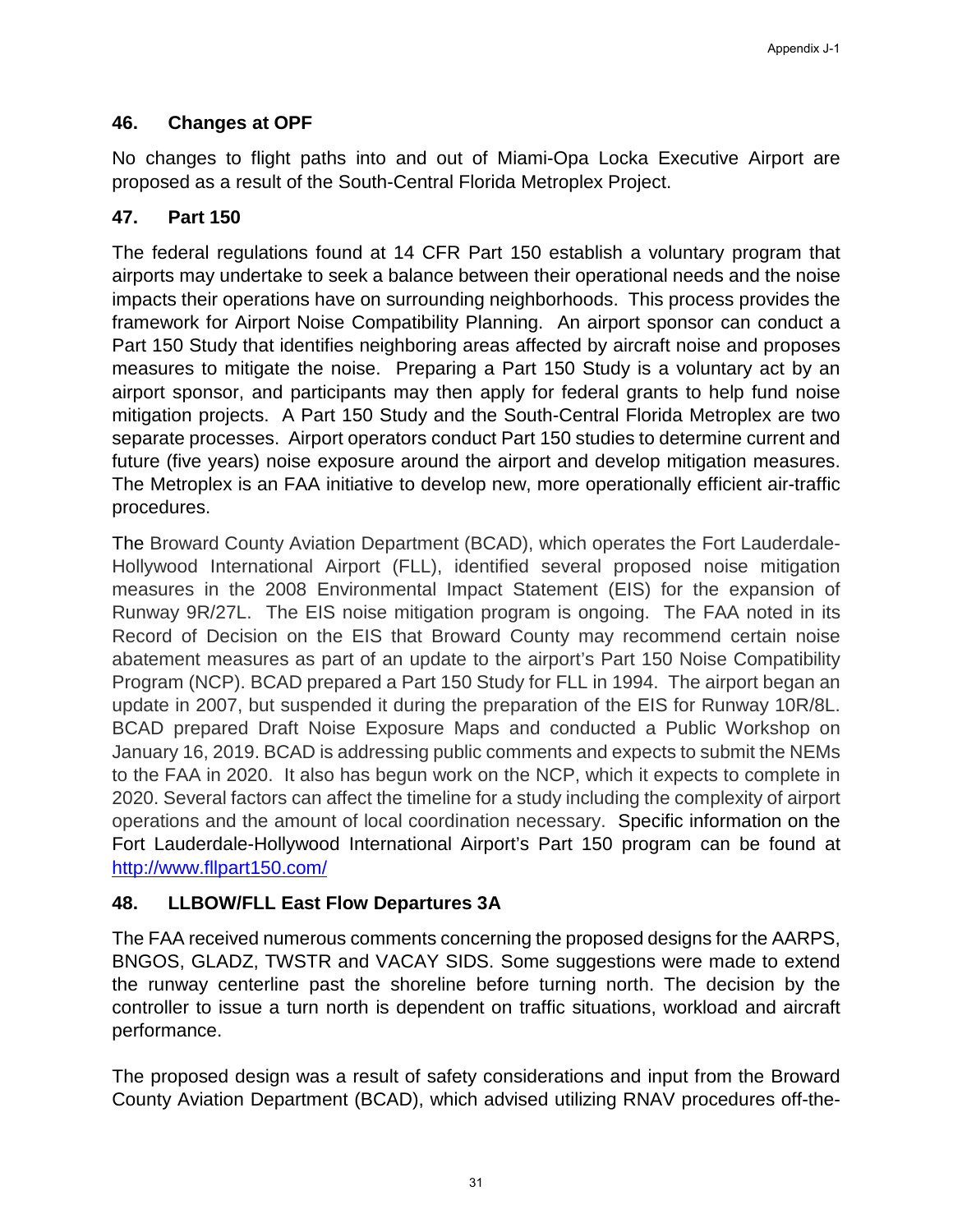### 46. Changes at OPF

No changes to flight paths into and out of Miami-Opa Locka Executive Airport are proposed as a result of the South-Central Florida Metroplex Project.

### 47. Part 150

The federal regulations found at 14 CFR Part 150 establish a voluntary program that airports may undertake to seek a balance between their operational needs and the noise impacts their operations have on surrounding neighborhoods. This process provides the framework for Airport Noise Compatibility Planning. An airport sponsor can conduct a Part 150 Study that identifies neighboring areas affected by aircraft noise and proposes measures to mitigate the noise. Preparing a Part 150 Study is a voluntary act by an airport sponsor, and participants may then apply for federal grants to help fund noise mitigation projects. A Part 150 Study and the South-Central Florida Metroplex are two separate processes. Airport operators conduct Part 150 studies to determine current and future (five years) noise exposure around the airport and develop mitigation measures. The Metroplex is an FAA initiative to develop new, more operationally efficient air-traffic procedures.

The Broward County Aviation Department (BCAD), which operates the Fort Lauderdale-Hollywood International Airport (FLL), identified several proposed noise mitigation measures in the 2008 Environmental Impact Statement (EIS) for the expansion of Runway 9R/27L. The EIS noise mitigation program is ongoing. The FAA noted in its Record of Decision on the EIS that Broward County may recommend certain noise abatement measures as part of an update to the airport's Part 150 Noise Compatibility Program (NCP). BCAD prepared a Part 150 Study for FLL in 1994. The airport began an update in 2007, but suspended it during the preparation of the EIS for Runway 10R/8L. BCAD prepared Draft Noise Exposure Maps and conducted a Public Workshop on January 16, 2019. BCAD is addressing public comments and expects to submit the NEMs to the FAA in 2020. It also has begun work on the NCP, which it expects to complete in 2020. Several factors can affect the timeline for a study including the complexity of airport operations and the amount of local coordination necessary. Specific information on the Fort Lauderdale-Hollywood International Airport's Part 150 program can be found at http://www.fllpart150.com/

### 48. LLBOW/FLL East Flow Departures 3A

The FAA received numerous comments concerning the proposed designs for the AARPS, BNGOS, GLADZ, TWSTR and VACAY SIDS. Some suggestions were made to extend the runway centerline past the shoreline before turning north. The decision by the controller to issue a turn north is dependent on traffic situations, workload and aircraft performance.

The proposed design was a result of safety considerations and input from the Broward County Aviation Department (BCAD), which advised utilizing RNAV procedures off-the-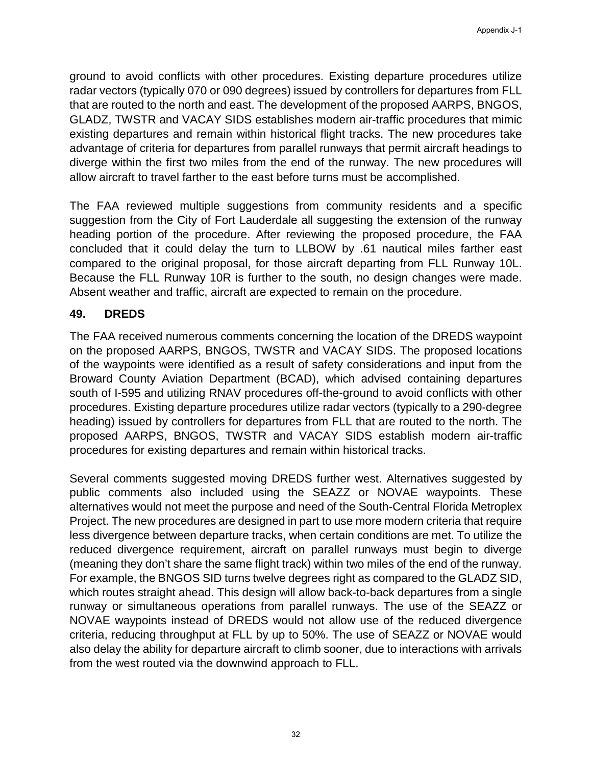ground to avoid conflicts with other procedures. Existing departure procedures utilize radar vectors (typically 070 or 090 degrees) issued by controllers for departures from FLL that are routed to the north and east. The development of the proposed AARPS, BNGOS, GLADZ, TWSTR and VACAY SIDS establishes modern air-traffic procedures that mimic existing departures and remain within historical flight tracks. The new procedures take advantage of criteria for departures from parallel runways that permit aircraft headings to diverge within the first two miles from the end of the runway. The new procedures will allow aircraft to travel farther to the east before turns must be accomplished.

The FAA reviewed multiple suggestions from community residents and a specific suggestion from the City of Fort Lauderdale all suggesting the extension of the runway heading portion of the procedure. After reviewing the proposed procedure, the FAA concluded that it could delay the turn to LLBOW by .61 nautical miles farther east compared to the original proposal, for those aircraft departing from FLL Runway 10L. Because the FLL Runway 10R is further to the south, no design changes were made. Absent weather and traffic, aircraft are expected to remain on the procedure.

## 49. DREDS

The FAA received numerous comments concerning the location of the DREDS waypoint on the proposed AARPS, BNGOS, TWSTR and VACAY SIDS. The proposed locations of the waypoints were identified as a result of safety considerations and input from the Broward County Aviation Department (BCAD), which advised containing departures south of I-595 and utilizing RNAV procedures off-the-ground to avoid conflicts with other procedures. Existing departure procedures utilize radar vectors (typically to a 290-degree heading) issued by controllers for departures from FLL that are routed to the north. The proposed AARPS, BNGOS, TWSTR and VACAY SIDS establish modern air-traffic procedures for existing departures and remain within historical tracks.

Several comments suggested moving DREDS further west. Alternatives suggested by public comments also included using the SEAZZ or NOVAE waypoints. These alternatives would not meet the purpose and need of the South-Central Florida Metroplex Project. The new procedures are designed in part to use more modern criteria that require less divergence between departure tracks, when certain conditions are met. To utilize the reduced divergence requirement, aircraft on parallel runways must begin to diverge (meaning they don't share the same flight track) within two miles of the end of the runway. For example, the BNGOS SID turns twelve degrees right as compared to the GLADZ SID, which routes straight ahead. This design will allow back-to-back departures from a single runway or simultaneous operations from parallel runways. The use of the SEAZZ or NOVAE waypoints instead of DREDS would not allow use of the reduced divergence criteria, reducing throughput at FLL by up to 50%. The use of SEAZZ or NOVAE would also delay the ability for departure aircraft to climb sooner, due to interactions with arrivals from the west routed via the downwind approach to FLL.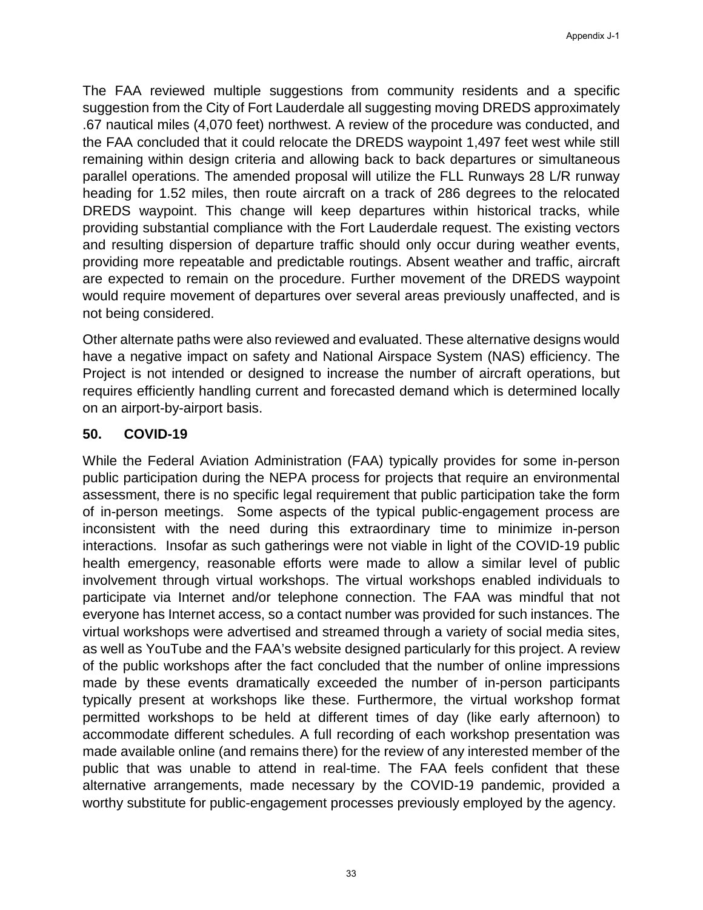The FAA reviewed multiple suggestions from community residents and a specific suggestion from the City of Fort Lauderdale all suggesting moving DREDS approximately .67 nautical miles (4,070 feet) northwest. A review of the procedure was conducted, and the FAA concluded that it could relocate the DREDS waypoint 1,497 feet west while still remaining within design criteria and allowing back to back departures or simultaneous parallel operations. The amended proposal will utilize the FLL Runways 28 L/R runway heading for 1.52 miles, then route aircraft on a track of 286 degrees to the relocated DREDS waypoint. This change will keep departures within historical tracks, while providing substantial compliance with the Fort Lauderdale request. The existing vectors and resulting dispersion of departure traffic should only occur during weather events, providing more repeatable and predictable routings. Absent weather and traffic, aircraft are expected to remain on the procedure. Further movement of the DREDS waypoint would require movement of departures over several areas previously unaffected, and is not being considered.

Other alternate paths were also reviewed and evaluated. These alternative designs would have a negative impact on safety and National Airspace System (NAS) efficiency. The Project is not intended or designed to increase the number of aircraft operations, but requires efficiently handling current and forecasted demand which is determined locally on an airport-by-airport basis.

## 50. COVID-19

While the Federal Aviation Administration (FAA) typically provides for some in-person public participation during the NEPA process for projects that require an environmental assessment, there is no specific legal requirement that public participation take the form of in-person meetings. Some aspects of the typical public-engagement process are inconsistent with the need during this extraordinary time to minimize in-person interactions. Insofar as such gatherings were not viable in light of the COVID-19 public health emergency, reasonable efforts were made to allow a similar level of public involvement through virtual workshops. The virtual workshops enabled individuals to participate via Internet and/or telephone connection. The FAA was mindful that not everyone has Internet access, so a contact number was provided for such instances. The virtual workshops were advertised and streamed through a variety of social media sites, as well as YouTube and the FAA's website designed particularly for this project. A review of the public workshops after the fact concluded that the number of online impressions made by these events dramatically exceeded the number of in-person participants typically present at workshops like these. Furthermore, the virtual workshop format permitted workshops to be held at different times of day (like early afternoon) to accommodate different schedules. A full recording of each workshop presentation was made available online (and remains there) for the review of any interested member of the public that was unable to attend in real-time. The FAA feels confident that these alternative arrangements, made necessary by the COVID-19 pandemic, provided a worthy substitute for public-engagement processes previously employed by the agency.